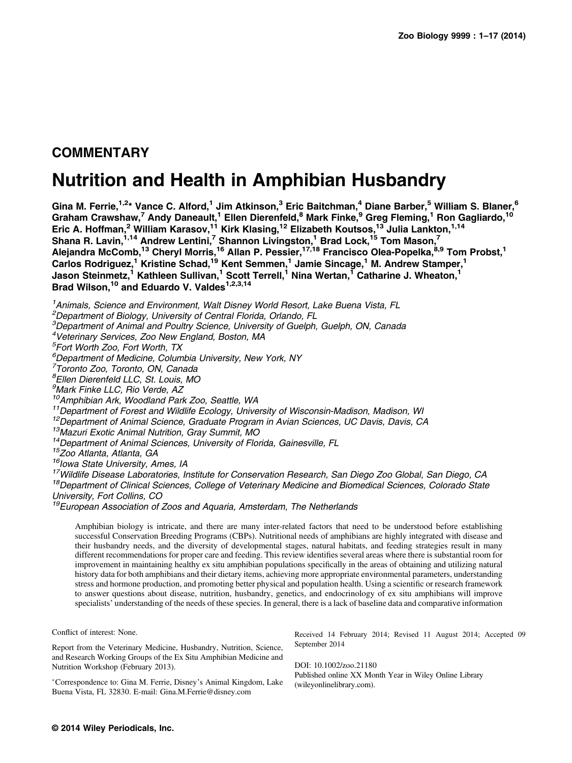## COMMENTARY

# Nutrition and Health in Amphibian Husbandry

**Gina M. Ferrie,[1,2]* Vance C. Alford,[1] Jim Atkinson,[3] Eric Baitchman,[4] Diane Barber,[5] William S. Blaner,[6] Graham Crawshaw,[7] Andy Daneault,[1] Ellen Dierenfeld,[8] Mark Finke,[9] Greg Fleming,[1] Ron Gagliardo,[10] Eric A. Hoffman,[2] William Karasov,[11] Kirk Klasing,[12] Elizabeth Koutsos,[13] Julia Lankton,[1,14] Shana R. Lavin,[1,14] Andrew Lentini,[7] Shannon Livingston,[1] Brad Lock,[15] Tom Mason,[7] Alejandra McComb,[13] Cheryl Morris,[16] Allan P. Pessier,[17,18] Francisco Olea-Popelka,[8,9] Tom Probst,[1] Carlos Rodriguez,[1] Kristine Schad,[19] Kent Semmen,[1] Jamie Sincage,[1] M. Andrew Stamper,[1] Jason Steinmetz,[1] Kathleen Sullivan,[1] Scott Terrell,[1] Nina Wertan,[1] Catharine J. Wheaton,[1] Brad Wilson,[10] and Eduardo V. Valdes[1,2,3,14]**

[1]*Animals, Science and Environment, Walt Disney World Resort, Lake Buena Vista, FL*
[2]*Department of Biology, University of Central Florida, Orlando, FL*
[3]*Department of Animal and Poultry Science, University of Guelph, Guelph, ON, Canada*
[4]*Veterinary Services, Zoo New England, Boston, MA*
[5]*Fort Worth Zoo, Fort Worth, TX*
[6]*Department of Medicine, Columbia University, New York, NY*
[7]*Toronto Zoo, Toronto, ON, Canada*
[8]*Ellen Dierenfeld LLC, St. Louis, MO*
[9]*Mark Finke LLC, Rio Verde, AZ*
[10]*Amphibian Ark, Woodland Park Zoo, Seattle, WA*
[11]*Department of Forest and Wildlife Ecology, University of Wisconsin-Madison, Madison, WI*
[12]*Department of Animal Science, Graduate Program in Avian Sciences, UC Davis, Davis, CA*
[13]*Mazuri Exotic Animal Nutrition, Gray Summit, MO*
[14]*Department of Animal Sciences, University of Florida, Gainesville, FL*
[15]*Zoo Atlanta, Atlanta, GA*
[16]*Iowa State University, Ames, IA*
[17]*Wildlife Disease Laboratories, Institute for Conservation Research, San Diego Zoo Global, San Diego, CA*
[18]*Department of Clinical Sciences, College of Veterinary Medicine and Biomedical Sciences, Colorado State University, Fort Collins, CO*
[19]*European Association of Zoos and Aquaria, Amsterdam, The Netherlands*

Amphibian biology is intricate, and there are many inter-related factors that need to be understood before establishing successful Conservation Breeding Programs (CBPs). Nutritional needs of amphibians are highly integrated with disease and their husbandry needs, and the diversity of developmental stages, natural habitats, and feeding strategies result in many different recommendations for proper care and feeding. This review identifies several areas where there is substantial room for improvement in maintaining healthy ex situ amphibian populations specifically in the areas of obtaining and utilizing natural history data for both amphibians and their dietary items, achieving more appropriate environmental parameters, understanding stress and hormone production, and promoting better physical and population health. Using a scientific or research framework to answer questions about disease, nutrition, husbandry, genetics, and endocrinology of ex situ amphibians will improve specialists' understanding of the needs of these species. In general, there is a lack of baseline data and comparative information

Conflict of interest: None.

Report from the Veterinary Medicine, Husbandry, Nutrition, Science, and Research Working Groups of the Ex Situ Amphibian Medicine and Nutrition Workshop (February 2013).

*Correspondence to: Gina M. Ferrie, Disney's Animal Kingdom, Lake Buena Vista, FL 32830. E-mail: Gina.M.Ferrie@disney.com

Received 14 February 2014; Revised 11 August 2014; Accepted 09 September 2014

DOI: 10.1002/zoo.21180
Published online XX Month Year in Wiley Online Library (wileyonlinelibrary.com).

© 2014 Wiley Periodicals, Inc.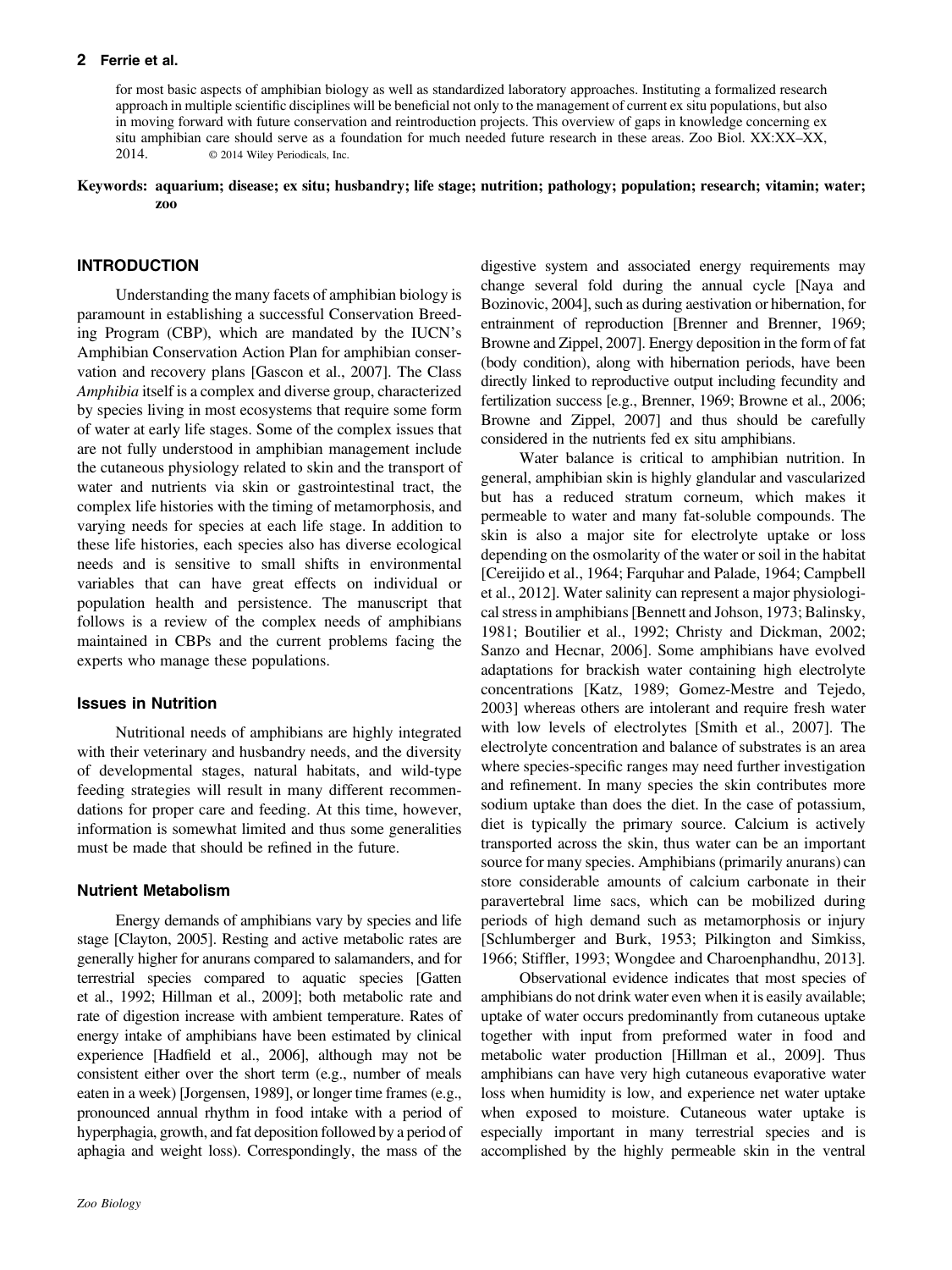for most basic aspects of amphibian biology as well as standardized laboratory approaches. Instituting a formalized research approach in multiple scientific disciplines will be beneficial not only to the management of current ex situ populations, but also in moving forward with future conservation and reintroduction projects. This overview of gaps in knowledge concerning ex situ amphibian care should serve as a foundation for much needed future research in these areas. Zoo Biol. XX:XX–XX, 2014. © 2014 Wiley Periodicals, Inc.

**Keywords: aquarium; disease; ex situ; husbandry; life stage; nutrition; pathology; population; research; vitamin; water; zoo**

## INTRODUCTION

Understanding the many facets of amphibian biology is paramount in establishing a successful Conservation Breeding Program (CBP), which are mandated by the IUCN's Amphibian Conservation Action Plan for amphibian conservation and recovery plans [Gascon et al., 2007]. The Class *Amphibia* itself is a complex and diverse group, characterized by species living in most ecosystems that require some form of water at early life stages. Some of the complex issues that are not fully understood in amphibian management include the cutaneous physiology related to skin and the transport of water and nutrients via skin or gastrointestinal tract, the complex life histories with the timing of metamorphosis, and varying needs for species at each life stage. In addition to these life histories, each species also has diverse ecological needs and is sensitive to small shifts in environmental variables that can have great effects on individual or population health and persistence. The manuscript that follows is a review of the complex needs of amphibians maintained in CBPs and the current problems facing the experts who manage these populations.

### Issues in Nutrition

Nutritional needs of amphibians are highly integrated with their veterinary and husbandry needs, and the diversity of developmental stages, natural habitats, and wild-type feeding strategies will result in many different recommendations for proper care and feeding. At this time, however, information is somewhat limited and thus some generalities must be made that should be refined in the future.

### Nutrient Metabolism

Energy demands of amphibians vary by species and life stage [Clayton, 2005]. Resting and active metabolic rates are generally higher for anurans compared to salamanders, and for terrestrial species compared to aquatic species [Gatten et al., 1992; Hillman et al., 2009]; both metabolic rate and rate of digestion increase with ambient temperature. Rates of energy intake of amphibians have been estimated by clinical experience [Hadfield et al., 2006], although may not be consistent either over the short term (e.g., number of meals eaten in a week) [Jorgensen, 1989], or longer time frames (e.g., pronounced annual rhythm in food intake with a period of hyperphagia, growth, and fat deposition followed by a period of aphagia and weight loss). Correspondingly, the mass of the digestive system and associated energy requirements may change several fold during the annual cycle [Naya and Bozinovic, 2004], such as during aestivation or hibernation, for entrainment of reproduction [Brenner and Brenner, 1969; Browne and Zippel, 2007]. Energy deposition in the form of fat (body condition), along with hibernation periods, have been directly linked to reproductive output including fecundity and fertilization success [e.g., Brenner, 1969; Browne et al., 2006; Browne and Zippel, 2007] and thus should be carefully considered in the nutrients fed ex situ amphibians.

Water balance is critical to amphibian nutrition. In general, amphibian skin is highly glandular and vascularized but has a reduced stratum corneum, which makes it permeable to water and many fat-soluble compounds. The skin is also a major site for electrolyte uptake or loss depending on the osmolarity of the water or soil in the habitat [Cereijido et al., 1964; Farquhar and Palade, 1964; Campbell et al., 2012]. Water salinity can represent a major physiological stress in amphibians [Bennett and Johson, 1973; Balinsky, 1981; Boutilier et al., 1992; Christy and Dickman, 2002; Sanzo and Hecnar, 2006]. Some amphibians have evolved adaptations for brackish water containing high electrolyte concentrations [Katz, 1989; Gomez-Mestre and Tejedo, 2003] whereas others are intolerant and require fresh water with low levels of electrolytes [Smith et al., 2007]. The electrolyte concentration and balance of substrates is an area where species-specific ranges may need further investigation and refinement. In many species the skin contributes more sodium uptake than does the diet. In the case of potassium, diet is typically the primary source. Calcium is actively transported across the skin, thus water can be an important source for many species. Amphibians (primarily anurans) can store considerable amounts of calcium carbonate in their paravertebral lime sacs, which can be mobilized during periods of high demand such as metamorphosis or injury [Schlumberger and Burk, 1953; Pilkington and Simkiss, 1966; Stiffler, 1993; Wongdee and Charoenphandhu, 2013].

Observational evidence indicates that most species of amphibians do not drink water even when it is easily available; uptake of water occurs predominantly from cutaneous uptake together with input from preformed water in food and metabolic water production [Hillman et al., 2009]. Thus amphibians can have very high cutaneous evaporative water loss when humidity is low, and experience net water uptake when exposed to moisture. Cutaneous water uptake is especially important in many terrestrial species and is accomplished by the highly permeable skin in the ventral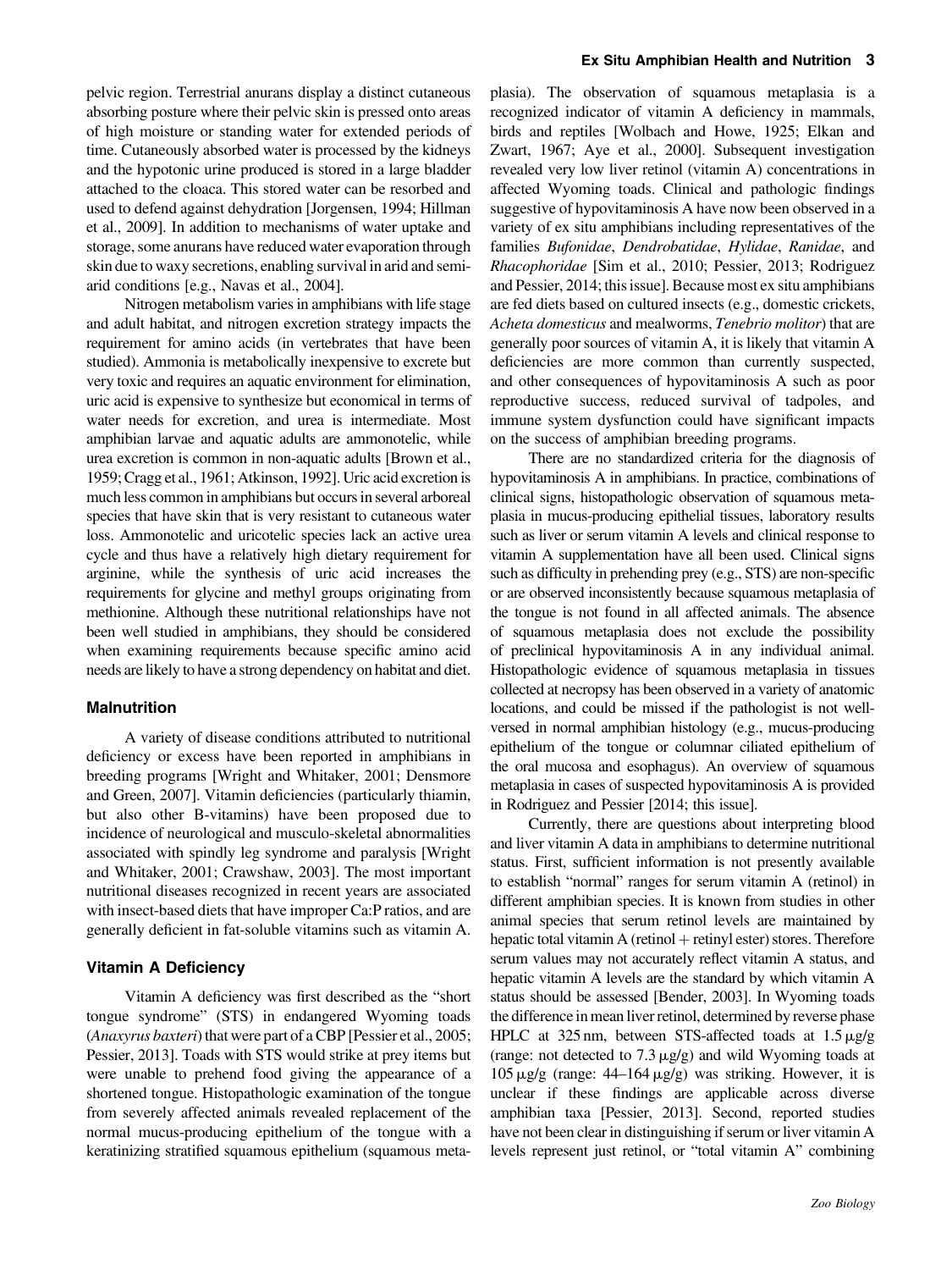pelvic region. Terrestrial anurans display a distinct cutaneous absorbing posture where their pelvic skin is pressed onto areas of high moisture or standing water for extended periods of time. Cutaneously absorbed water is processed by the kidneys and the hypotonic urine produced is stored in a large bladder attached to the cloaca. This stored water can be resorbed and used to defend against dehydration [Jorgensen, 1994; Hillman et al., 2009]. In addition to mechanisms of water uptake and storage, some anurans have reduced water evaporation through skin due to waxy secretions, enabling survival in arid and semi-arid conditions [e.g., Navas et al., 2004].

Nitrogen metabolism varies in amphibians with life stage and adult habitat, and nitrogen excretion strategy impacts the requirement for amino acids (in vertebrates that have been studied). Ammonia is metabolically inexpensive to excrete but very toxic and requires an aquatic environment for elimination, uric acid is expensive to synthesize but economical in terms of water needs for excretion, and urea is intermediate. Most amphibian larvae and aquatic adults are ammonotelic, while urea excretion is common in non-aquatic adults [Brown et al., 1959; Cragg et al., 1961; Atkinson, 1992]. Uric acid excretion is much less common in amphibians but occurs in several arboreal species that have skin that is very resistant to cutaneous water loss. Ammonotelic and uricotelic species lack an active urea cycle and thus have a relatively high dietary requirement for arginine, while the synthesis of uric acid increases the requirements for glycine and methyl groups originating from methionine. Although these nutritional relationships have not been well studied in amphibians, they should be considered when examining requirements because specific amino acid needs are likely to have a strong dependency on habitat and diet.

## Malnutrition

A variety of disease conditions attributed to nutritional deficiency or excess have been reported in amphibians in breeding programs [Wright and Whitaker, 2001; Densmore and Green, 2007]. Vitamin deficiencies (particularly thiamin, but also other B-vitamins) have been proposed due to incidence of neurological and musculo-skeletal abnormalities associated with spindly leg syndrome and paralysis [Wright and Whitaker, 2001; Crawshaw, 2003]. The most important nutritional diseases recognized in recent years are associated with insect-based diets that have improper Ca:P ratios, and are generally deficient in fat-soluble vitamins such as vitamin A.

## Vitamin A Deficiency

Vitamin A deficiency was first described as the "short tongue syndrome" (STS) in endangered Wyoming toads (*Anaxyrus baxteri*) that were part of a CBP [Pessier et al., 2005; Pessier, 2013]. Toads with STS would strike at prey items but were unable to prehend food giving the appearance of a shortened tongue. Histopathologic examination of the tongue from severely affected animals revealed replacement of the normal mucus-producing epithelium of the tongue with a keratinizing stratified squamous epithelium (squamous metaplasia). The observation of squamous metaplasia is a recognized indicator of vitamin A deficiency in mammals, birds and reptiles [Wolbach and Howe, 1925; Elkan and Zwart, 1967; Aye et al., 2000]. Subsequent investigation revealed very low liver retinol (vitamin A) concentrations in affected Wyoming toads. Clinical and pathologic findings suggestive of hypovitaminosis A have now been observed in a variety of ex situ amphibians including representatives of the families *Bufonidae*, *Dendrobatidae*, *Hylidae*, *Ranidae*, and *Rhacophoridae* [Sim et al., 2010; Pessier, 2013; Rodriguez and Pessier, 2014; this issue]. Because most ex situ amphibians are fed diets based on cultured insects (e.g., domestic crickets, *Acheta domesticus* and mealworms, *Tenebrio molitor*) that are generally poor sources of vitamin A, it is likely that vitamin A deficiencies are more common than currently suspected, and other consequences of hypovitaminosis A such as poor reproductive success, reduced survival of tadpoles, and immune system dysfunction could have significant impacts on the success of amphibian breeding programs.

There are no standardized criteria for the diagnosis of hypovitaminosis A in amphibians. In practice, combinations of clinical signs, histopathologic observation of squamous metaplasia in mucus-producing epithelial tissues, laboratory results such as liver or serum vitamin A levels and clinical response to vitamin A supplementation have all been used. Clinical signs such as difficulty in prehending prey (e.g., STS) are non-specific or are observed inconsistently because squamous metaplasia of the tongue is not found in all affected animals. The absence of squamous metaplasia does not exclude the possibility of preclinical hypovitaminosis A in any individual animal. Histopathologic evidence of squamous metaplasia in tissues collected at necropsy has been observed in a variety of anatomic locations, and could be missed if the pathologist is not well-versed in normal amphibian histology (e.g., mucus-producing epithelium of the tongue or columnar ciliated epithelium of the oral mucosa and esophagus). An overview of squamous metaplasia in cases of suspected hypovitaminosis A is provided in Rodriguez and Pessier [2014; this issue].

Currently, there are questions about interpreting blood and liver vitamin A data in amphibians to determine nutritional status. First, sufficient information is not presently available to establish "normal" ranges for serum vitamin A (retinol) in different amphibian species. It is known from studies in other animal species that serum retinol levels are maintained by hepatic total vitamin A (retinol + retinyl ester) stores. Therefore serum values may not accurately reflect vitamin A status, and hepatic vitamin A levels are the standard by which vitamin A status should be assessed [Bender, 2003]. In Wyoming toads the difference in mean liver retinol, determined by reverse phase HPLC at 325 nm, between STS-affected toads at 1.5 μg/g (range: not detected to 7.3 μg/g) and wild Wyoming toads at 105 μg/g (range: 44–164 μg/g) was striking. However, it is unclear if these findings are applicable across diverse amphibian taxa [Pessier, 2013]. Second, reported studies have not been clear in distinguishing if serum or liver vitamin A levels represent just retinol, or "total vitamin A" combining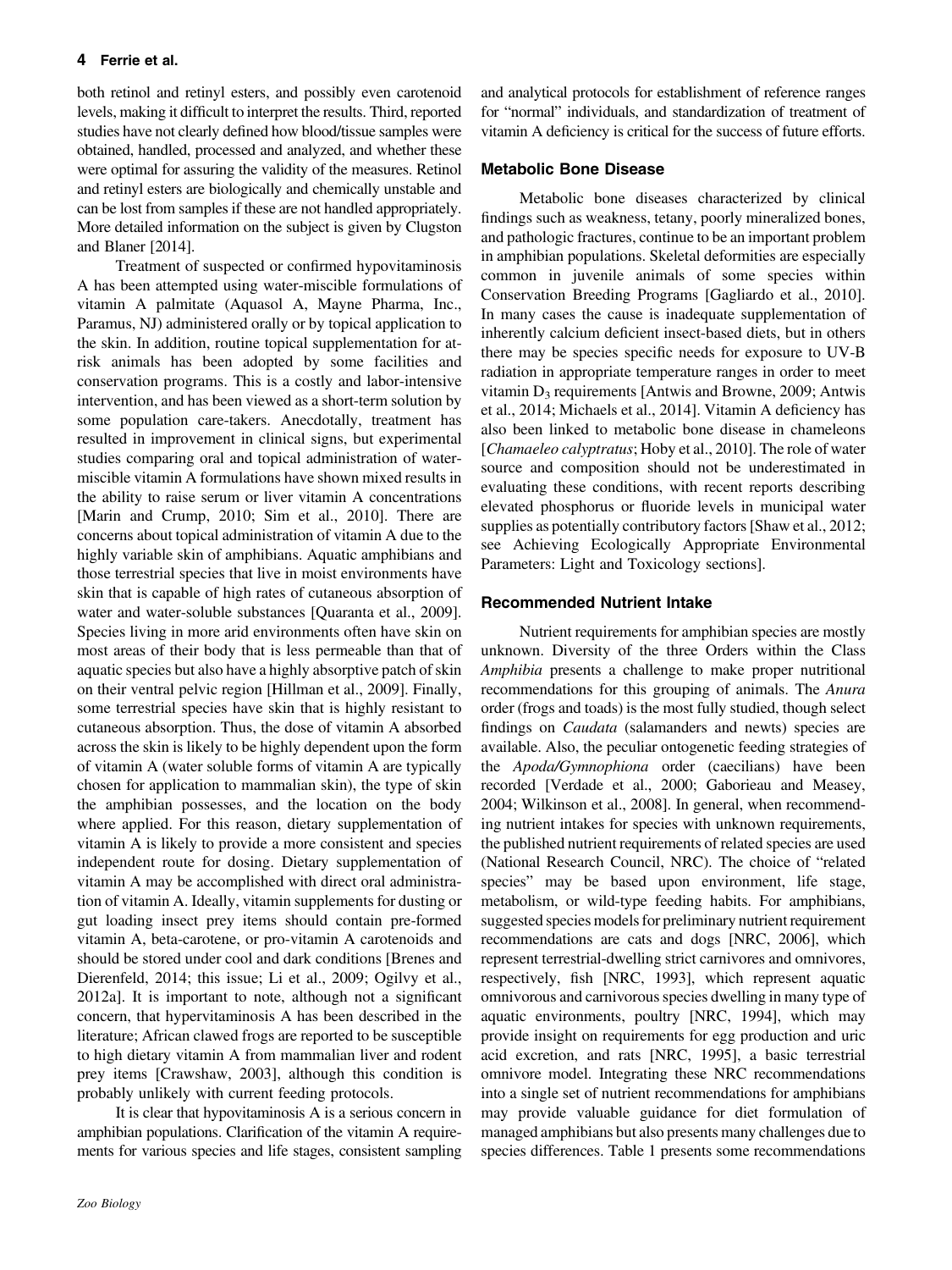both retinol and retinyl esters, and possibly even carotenoid levels, making it difficult to interpret the results. Third, reported studies have not clearly defined how blood/tissue samples were obtained, handled, processed and analyzed, and whether these were optimal for assuring the validity of the measures. Retinol and retinyl esters are biologically and chemically unstable and can be lost from samples if these are not handled appropriately. More detailed information on the subject is given by Clugston and Blaner [2014].

Treatment of suspected or confirmed hypovitaminosis A has been attempted using water-miscible formulations of vitamin A palmitate (Aquasol A, Mayne Pharma, Inc., Paramus, NJ) administered orally or by topical application to the skin. In addition, routine topical supplementation for at-risk animals has been adopted by some facilities and conservation programs. This is a costly and labor-intensive intervention, and has been viewed as a short-term solution by some population care-takers. Anecdotally, treatment has resulted in improvement in clinical signs, but experimental studies comparing oral and topical administration of water-miscible vitamin A formulations have shown mixed results in the ability to raise serum or liver vitamin A concentrations [Marin and Crump, 2010; Sim et al., 2010]. There are concerns about topical administration of vitamin A due to the highly variable skin of amphibians. Aquatic amphibians and those terrestrial species that live in moist environments have skin that is capable of high rates of cutaneous absorption of water and water-soluble substances [Quaranta et al., 2009]. Species living in more arid environments often have skin on most areas of their body that is less permeable than that of aquatic species but also have a highly absorptive patch of skin on their ventral pelvic region [Hillman et al., 2009]. Finally, some terrestrial species have skin that is highly resistant to cutaneous absorption. Thus, the dose of vitamin A absorbed across the skin is likely to be highly dependent upon the form of vitamin A (water soluble forms of vitamin A are typically chosen for application to mammalian skin), the type of skin the amphibian possesses, and the location on the body where applied. For this reason, dietary supplementation of vitamin A is likely to provide a more consistent and species independent route for dosing. Dietary supplementation of vitamin A may be accomplished with direct oral administration of vitamin A. Ideally, vitamin supplements for dusting or gut loading insect prey items should contain pre-formed vitamin A, beta-carotene, or pro-vitamin A carotenoids and should be stored under cool and dark conditions [Brenes and Dierenfeld, 2014; this issue; Li et al., 2009; Ogilvy et al., 2012a]. It is important to note, although not a significant concern, that hypervitaminosis A has been described in the literature; African clawed frogs are reported to be susceptible to high dietary vitamin A from mammalian liver and rodent prey items [Crawshaw, 2003], although this condition is probably unlikely with current feeding protocols.

It is clear that hypovitaminosis A is a serious concern in amphibian populations. Clarification of the vitamin A requirements for various species and life stages, consistent sampling and analytical protocols for establishment of reference ranges for "normal" individuals, and standardization of treatment of vitamin A deficiency is critical for the success of future efforts.

### Metabolic Bone Disease

Metabolic bone diseases characterized by clinical findings such as weakness, tetany, poorly mineralized bones, and pathologic fractures, continue to be an important problem in amphibian populations. Skeletal deformities are especially common in juvenile animals of some species within Conservation Breeding Programs [Gagliardo et al., 2010]. In many cases the cause is inadequate supplementation of inherently calcium deficient insect-based diets, but in others there may be species specific needs for exposure to UV-B radiation in appropriate temperature ranges in order to meet vitamin $D_3$ requirements [Antwis and Browne, 2009; Antwis et al., 2014; Michaels et al., 2014]. Vitamin A deficiency has also been linked to metabolic bone disease in chameleons [*Chamaeleo calyptratus*; Hoby et al., 2010]. The role of water source and composition should not be underestimated in evaluating these conditions, with recent reports describing elevated phosphorus or fluoride levels in municipal water supplies as potentially contributory factors [Shaw et al., 2012; see Achieving Ecologically Appropriate Environmental Parameters: Light and Toxicology sections].

### Recommended Nutrient Intake

Nutrient requirements for amphibian species are mostly unknown. Diversity of the three Orders within the Class *Amphibia* presents a challenge to make proper nutritional recommendations for this grouping of animals. The *Anura* order (frogs and toads) is the most fully studied, though select findings on *Caudata* (salamanders and newts) species are available. Also, the peculiar ontogenetic feeding strategies of the *Apoda/Gymnophiona* order (caecilians) have been recorded [Verdade et al., 2000; Gaborieau and Measey, 2004; Wilkinson et al., 2008]. In general, when recommending nutrient intakes for species with unknown requirements, the published nutrient requirements of related species are used (National Research Council, NRC). The choice of "related species" may be based upon environment, life stage, metabolism, or wild-type feeding habits. For amphibians, suggested species models for preliminary nutrient requirement recommendations are cats and dogs [NRC, 2006], which represent terrestrial-dwelling strict carnivores and omnivores, respectively, fish [NRC, 1993], which represent aquatic omnivorous and carnivorous species dwelling in many type of aquatic environments, poultry [NRC, 1994], which may provide insight on requirements for egg production and uric acid excretion, and rats [NRC, 1995], a basic terrestrial omnivore model. Integrating these NRC recommendations into a single set of nutrient recommendations for amphibians may provide valuable guidance for diet formulation of managed amphibians but also presents many challenges due to species differences. Table 1 presents some recommendations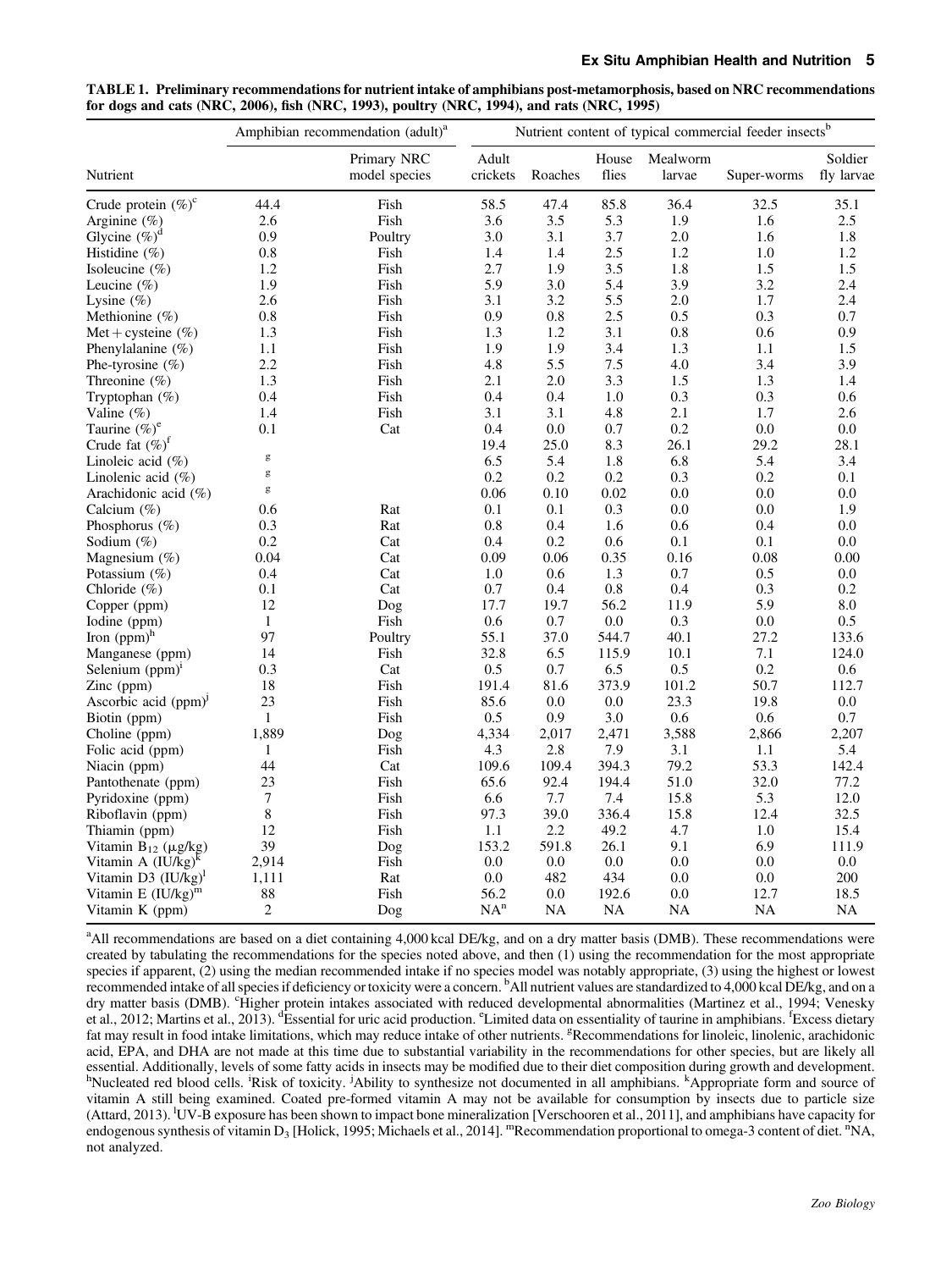**TABLE 1. Preliminary recommendations for nutrient intake of amphibians post-metamorphosis, based on NRC recommendations for dogs and cats (NRC, 2006), fish (NRC, 1993), poultry (NRC, 1994), and rats (NRC, 1995)**

| Nutrient | Amphibian recommendation (adult)[a] | | Nutrient content of typical commercial feeder insects[b] | | | | | |
|---|---|---|---|---|---|---|---|---|
| | | Primary NRC model species | Adult crickets | Roaches | House flies | Mealworm larvae | Super-worms | Soldier fly larvae |
| Crude protein (%)[c] | 44.4 | Fish | 58.5 | 47.4 | 85.8 | 36.4 | 32.5 | 35.1 |
| Arginine (%) | 2.6 | Fish | 3.6 | 3.5 | 5.3 | 1.9 | 1.6 | 2.5 |
| Glycine (%)[d] | 0.9 | Poultry | 3.0 | 3.1 | 3.7 | 2.0 | 1.6 | 1.8 |
| Histidine (%) | 0.8 | Fish | 1.4 | 1.4 | 2.5 | 1.2 | 1.0 | 1.2 |
| Isoleucine (%) | 1.2 | Fish | 2.7 | 1.9 | 3.5 | 1.8 | 1.5 | 1.5 |
| Leucine (%) | 1.9 | Fish | 5.9 | 3.0 | 5.4 | 3.9 | 3.2 | 2.4 |
| Lysine (%) | 2.6 | Fish | 3.1 | 3.2 | 5.5 | 2.0 | 1.7 | 2.4 |
| Methionine (%) | 0.8 | Fish | 0.9 | 0.8 | 2.5 | 0.5 | 0.3 | 0.7 |
| Met + cysteine (%) | 1.3 | Fish | 1.3 | 1.2 | 3.1 | 0.8 | 0.6 | 0.9 |
| Phenylalanine (%) | 1.1 | Fish | 1.9 | 1.9 | 3.4 | 1.3 | 1.1 | 1.5 |
| Phe-tyrosine (%) | 2.2 | Fish | 4.8 | 5.5 | 7.5 | 4.0 | 3.4 | 3.9 |
| Threonine (%) | 1.3 | Fish | 2.1 | 2.0 | 3.3 | 1.5 | 1.3 | 1.4 |
| Tryptophan (%) | 0.4 | Fish | 0.4 | 0.4 | 1.0 | 0.3 | 0.3 | 0.6 |
| Valine (%) | 1.4 | Fish | 3.1 | 3.1 | 4.8 | 2.1 | 1.7 | 2.6 |
| Taurine (%)[e] | 0.1 | Cat | 0.4 | 0.0 | 0.7 | 0.2 | 0.0 | 0.0 |
| Crude fat (%)[f] | | | 19.4 | 25.0 | 8.3 | 26.1 | 29.2 | 28.1 |
| Linoleic acid (%) | [g] | | 6.5 | 5.4 | 1.8 | 6.8 | 5.4 | 3.4 |
| Linolenic acid (%) | [g] | | 0.2 | 0.2 | 0.2 | 0.3 | 0.2 | 0.1 |
| Arachidonic acid (%) | [g] | | 0.06 | 0.10 | 0.02 | 0.0 | 0.0 | 0.0 |
| Calcium (%) | 0.6 | Rat | 0.1 | 0.1 | 0.3 | 0.0 | 0.0 | 1.9 |
| Phosphorus (%) | 0.3 | Rat | 0.8 | 0.4 | 1.6 | 0.6 | 0.4 | 0.0 |
| Sodium (%) | 0.2 | Cat | 0.4 | 0.2 | 0.6 | 0.1 | 0.1 | 0.0 |
| Magnesium (%) | 0.04 | Cat | 0.09 | 0.06 | 0.35 | 0.16 | 0.08 | 0.00 |
| Potassium (%) | 0.4 | Cat | 1.0 | 0.6 | 1.3 | 0.7 | 0.5 | 0.0 |
| Chloride (%) | 0.1 | Cat | 0.7 | 0.4 | 0.8 | 0.4 | 0.3 | 0.2 |
| Copper (ppm) | 12 | Dog | 17.7 | 19.7 | 56.2 | 11.9 | 5.9 | 8.0 |
| Iodine (ppm) | 1 | Fish | 0.6 | 0.7 | 0.0 | 0.3 | 0.0 | 0.5 |
| Iron (ppm)[h] | 97 | Poultry | 55.1 | 37.0 | 544.7 | 40.1 | 27.2 | 133.6 |
| Manganese (ppm) | 14 | Fish | 32.8 | 6.5 | 115.9 | 10.1 | 7.1 | 124.0 |
| Selenium (ppm)[i] | 0.3 | Cat | 0.5 | 0.7 | 0.5 | 0.5 | 0.2 | 0.6 |
| Zinc (ppm) | 18 | Fish | 191.4 | 81.6 | 373.9 | 101.2 | 50.7 | 112.7 |
| Ascorbic acid (ppm)[j] | 23 | Fish | 85.6 | 0.0 | 0.0 | 23.3 | 19.8 | 0.0 |
| Biotin (ppm) | 1 | Fish | 0.5 | 0.9 | 3.0 | 0.6 | 0.6 | 0.7 |
| Choline (ppm) | 1,889 | Dog | 4,334 | 2,017 | 2,471 | 3,588 | 2,866 | 2,207 |
| Folic acid (ppm) | 1 | Fish | 4.3 | 2.8 | 7.9 | 3.1 | 1.1 | 5.4 |
| Niacin (ppm) | 44 | Cat | 109.6 | 109.4 | 394.3 | 79.2 | 53.3 | 142.4 |
| Pantothenate (ppm) | 23 | Fish | 65.6 | 92.4 | 194.4 | 51.0 | 32.0 | 77.2 |
| Pyridoxine (ppm) | 7 | Fish | 6.6 | 7.7 | 7.4 | 15.8 | 5.3 | 12.0 |
| Riboflavin (ppm) | 8 | Fish | 97.3 | 39.0 | 336.4 | 15.8 | 12.4 | 32.5 |
| Thiamin (ppm) | 12 | Fish | 1.1 | 2.2 | 49.2 | 4.7 | 1.0 | 15.4 |
| Vitamin $B_{12}$ (μg/kg) | 39 | Dog | 153.2 | 591.8 | 26.1 | 9.1 | 6.9 | 111.9 |
| Vitamin A (IU/kg)[k] | 2,914 | Fish | 0.0 | 0.0 | 0.0 | 0.0 | 0.0 | 0.0 |
| Vitamin D3 (IU/kg)[l] | 1,111 | Rat | 0.0 | 482 | 434 | 0.0 | 0.0 | 200 |
| Vitamin E (IU/kg)[m] | 88 | Fish | 56.2 | 0.0 | 192.6 | 0.0 | 12.7 | 18.5 |
| Vitamin K (ppm) | 2 | Dog | NA[n] | NA | NA | NA | NA | NA |

[a]All recommendations are based on a diet containing 4,000 kcal DE/kg, and on a dry matter basis (DMB). These recommendations were created by tabulating the recommendations for the species noted above, and then (1) using the recommendation for the most appropriate species if apparent, (2) using the median recommended intake if no species model was notably appropriate, (3) using the highest or lowest recommended intake of all species if deficiency or toxicity were a concern. [b]All nutrient values are standardized to 4,000 kcal DE/kg, and on a dry matter basis (DMB). [c]Higher protein intakes associated with reduced developmental abnormalities (Martinez et al., 1994; Venesky et al., 2012; Martins et al., 2013). [d]Essential for uric acid production. [e]Limited data on essentiality of taurine in amphibians. [f]Excess dietary fat may result in food intake limitations, which may reduce intake of other nutrients. [g]Recommendations for linoleic, linolenic, arachidonic acid, EPA, and DHA are not made at this time due to substantial variability in the recommendations for other species, but are likely all essential. Additionally, levels of some fatty acids in insects may be modified due to their diet composition during growth and development. [h]Nucleated red blood cells. [i]Risk of toxicity. [j]Ability to synthesize not documented in all amphibians. [k]Appropriate form and source of vitamin A still being examined. Coated pre-formed vitamin A may not be available for consumption by insects due to particle size (Attard, 2013). [l]UV-B exposure has been shown to impact bone mineralization [Verschooren et al., 2011], and amphibians have capacity for endogenous synthesis of vitamin $D_3$ [Holick, 1995; Michaels et al., 2014]. [m]Recommendation proportional to omega-3 content of diet. [n]NA, not analyzed.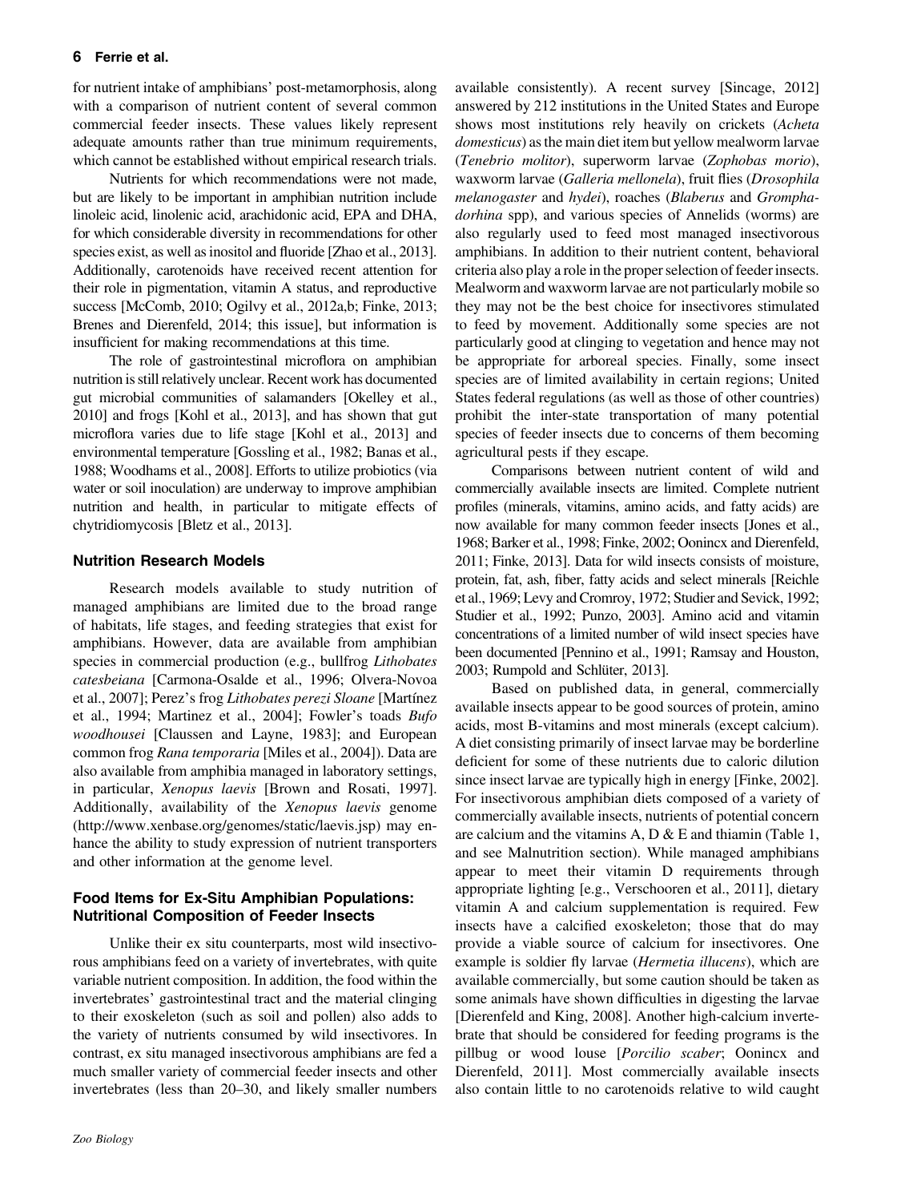for nutrient intake of amphibians' post-metamorphosis, along with a comparison of nutrient content of several common commercial feeder insects. These values likely represent adequate amounts rather than true minimum requirements, which cannot be established without empirical research trials.

Nutrients for which recommendations were not made, but are likely to be important in amphibian nutrition include linoleic acid, linolenic acid, arachidonic acid, EPA and DHA, for which considerable diversity in recommendations for other species exist, as well as inositol and fluoride [Zhao et al., 2013]. Additionally, carotenoids have received recent attention for their role in pigmentation, vitamin A status, and reproductive success [McComb, 2010; Ogilvy et al., 2012a,b; Finke, 2013; Brenes and Dierenfeld, 2014; this issue], but information is insufficient for making recommendations at this time.

The role of gastrointestinal microflora on amphibian nutrition is still relatively unclear. Recent work has documented gut microbial communities of salamanders [Okelley et al., 2010] and frogs [Kohl et al., 2013], and has shown that gut microflora varies due to life stage [Kohl et al., 2013] and environmental temperature [Gossling et al., 1982; Banas et al., 1988; Woodhams et al., 2008]. Efforts to utilize probiotics (via water or soil inoculation) are underway to improve amphibian nutrition and health, in particular to mitigate effects of chytridiomycosis [Bletz et al., 2013].

## Nutrition Research Models

Research models available to study nutrition of managed amphibians are limited due to the broad range of habitats, life stages, and feeding strategies that exist for amphibians. However, data are available from amphibian species in commercial production (e.g., bullfrog *Lithobates catesbeiana* [Carmona-Osalde et al., 1996; Olvera-Novoa et al., 2007]; Perez's frog *Lithobates perezi Sloane* [Martínez et al., 1994; Martinez et al., 2004]; Fowler's toads *Bufo woodhousei* [Claussen and Layne, 1983]; and European common frog *Rana temporaria* [Miles et al., 2004]). Data are also available from amphibia managed in laboratory settings, in particular, *Xenopus laevis* [Brown and Rosati, 1997]. Additionally, availability of the *Xenopus laevis* genome (http://www.xenbase.org/genomes/static/laevis.jsp) may enhance the ability to study expression of nutrient transporters and other information at the genome level.

## Food Items for Ex-Situ Amphibian Populations: Nutritional Composition of Feeder Insects

Unlike their ex situ counterparts, most wild insectivorous amphibians feed on a variety of invertebrates, with quite variable nutrient composition. In addition, the food within the invertebrates' gastrointestinal tract and the material clinging to their exoskeleton (such as soil and pollen) also adds to the variety of nutrients consumed by wild insectivores. In contrast, ex situ managed insectivorous amphibians are fed a much smaller variety of commercial feeder insects and other invertebrates (less than 20–30, and likely smaller numbers available consistently). A recent survey [Sincage, 2012] answered by 212 institutions in the United States and Europe shows most institutions rely heavily on crickets (*Acheta domesticus*) as the main diet item but yellow mealworm larvae (*Tenebrio molitor*), superworm larvae (*Zophobas morio*), waxworm larvae (*Galleria mellonela*), fruit flies (*Drosophila melanogaster* and *hydei*), roaches (*Blaberus* and *Gromphadorhina* spp), and various species of Annelids (worms) are also regularly used to feed most managed insectivorous amphibians. In addition to their nutrient content, behavioral criteria also play a role in the proper selection of feeder insects. Mealworm and waxworm larvae are not particularly mobile so they may not be the best choice for insectivores stimulated to feed by movement. Additionally some species are not particularly good at clinging to vegetation and hence may not be appropriate for arboreal species. Finally, some insect species are of limited availability in certain regions; United States federal regulations (as well as those of other countries) prohibit the inter-state transportation of many potential species of feeder insects due to concerns of them becoming agricultural pests if they escape.

Comparisons between nutrient content of wild and commercially available insects are limited. Complete nutrient profiles (minerals, vitamins, amino acids, and fatty acids) are now available for many common feeder insects [Jones et al., 1968; Barker et al., 1998; Finke, 2002; Oonincx and Dierenfeld, 2011; Finke, 2013]. Data for wild insects consists of moisture, protein, fat, ash, fiber, fatty acids and select minerals [Reichle et al., 1969; Levy and Cromroy, 1972; Studier and Sevick, 1992; Studier et al., 1992; Punzo, 2003]. Amino acid and vitamin concentrations of a limited number of wild insect species have been documented [Pennino et al., 1991; Ramsay and Houston, 2003; Rumpold and Schlüter, 2013].

Based on published data, in general, commercially available insects appear to be good sources of protein, amino acids, most B-vitamins and most minerals (except calcium). A diet consisting primarily of insect larvae may be borderline deficient for some of these nutrients due to caloric dilution since insect larvae are typically high in energy [Finke, 2002]. For insectivorous amphibian diets composed of a variety of commercially available insects, nutrients of potential concern are calcium and the vitamins A, D & E and thiamin (Table 1, and see Malnutrition section). While managed amphibians appear to meet their vitamin D requirements through appropriate lighting [e.g., Verschooren et al., 2011], dietary vitamin A and calcium supplementation is required. Few insects have a calcified exoskeleton; those that do may provide a viable source of calcium for insectivores. One example is soldier fly larvae (*Hermetia illucens*), which are available commercially, but some caution should be taken as some animals have shown difficulties in digesting the larvae [Dierenfeld and King, 2008]. Another high-calcium invertebrate that should be considered for feeding programs is the pillbug or wood louse [*Porcilio scaber*; Oonincx and Dierenfeld, 2011]. Most commercially available insects also contain little to no carotenoids relative to wild caught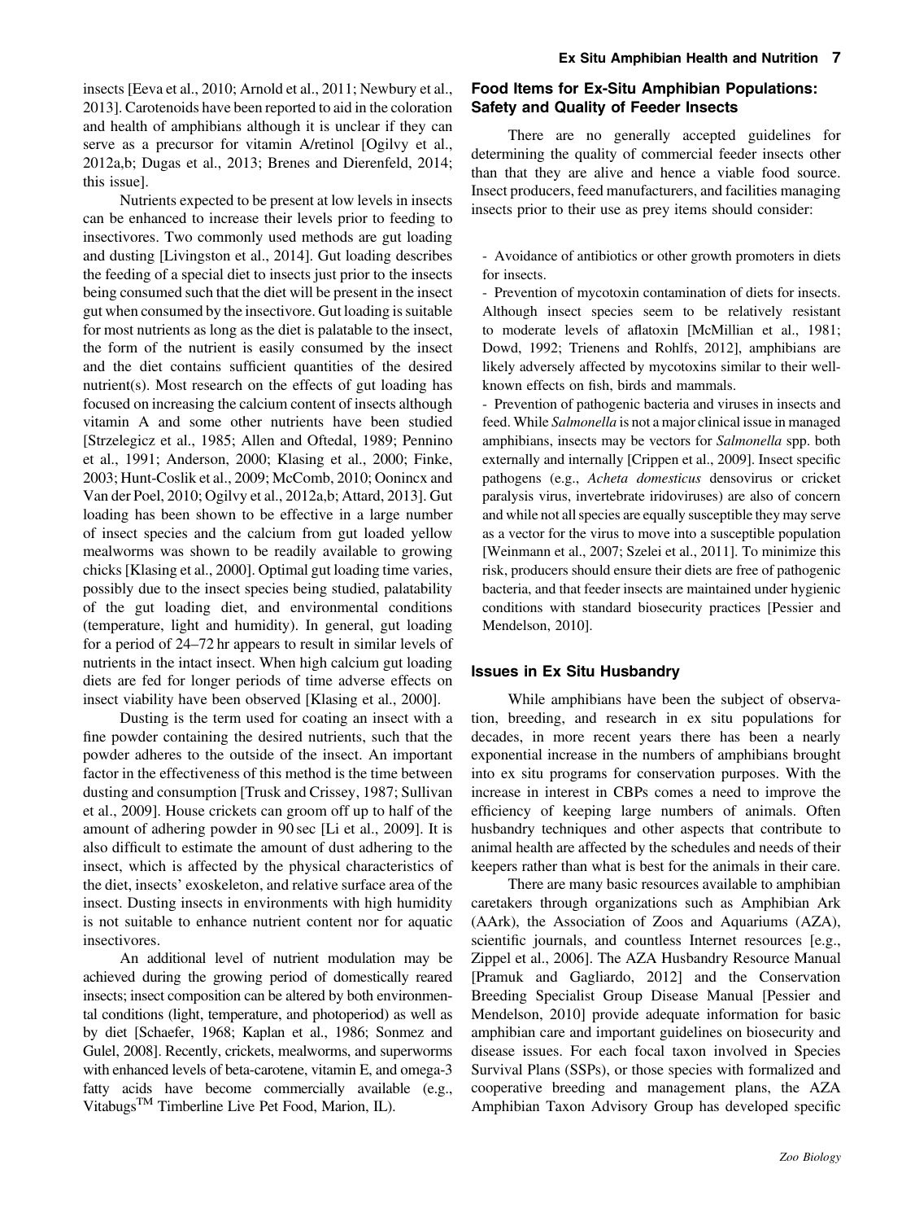insects [Eeva et al., 2010; Arnold et al., 2011; Newbury et al., 2013]. Carotenoids have been reported to aid in the coloration and health of amphibians although it is unclear if they can serve as a precursor for vitamin A/retinol [Ogilvy et al., 2012a,b; Dugas et al., 2013; Brenes and Dierenfeld, 2014; this issue].

Nutrients expected to be present at low levels in insects can be enhanced to increase their levels prior to feeding to insectivores. Two commonly used methods are gut loading and dusting [Livingston et al., 2014]. Gut loading describes the feeding of a special diet to insects just prior to the insects being consumed such that the diet will be present in the insect gut when consumed by the insectivore. Gut loading is suitable for most nutrients as long as the diet is palatable to the insect, the form of the nutrient is easily consumed by the insect and the diet contains sufficient quantities of the desired nutrient(s). Most research on the effects of gut loading has focused on increasing the calcium content of insects although vitamin A and some other nutrients have been studied [Strzelegicz et al., 1985; Allen and Oftedal, 1989; Pennino et al., 1991; Anderson, 2000; Klasing et al., 2000; Finke, 2003; Hunt-Coslik et al., 2009; McComb, 2010; Oonincx and Van der Poel, 2010; Ogilvy et al., 2012a,b; Attard, 2013]. Gut loading has been shown to be effective in a large number of insect species and the calcium from gut loaded yellow mealworms was shown to be readily available to growing chicks [Klasing et al., 2000]. Optimal gut loading time varies, possibly due to the insect species being studied, palatability of the gut loading diet, and environmental conditions (temperature, light and humidity). In general, gut loading for a period of 24–72 hr appears to result in similar levels of nutrients in the intact insect. When high calcium gut loading diets are fed for longer periods of time adverse effects on insect viability have been observed [Klasing et al., 2000].

Dusting is the term used for coating an insect with a fine powder containing the desired nutrients, such that the powder adheres to the outside of the insect. An important factor in the effectiveness of this method is the time between dusting and consumption [Trusk and Crissey, 1987; Sullivan et al., 2009]. House crickets can groom off up to half of the amount of adhering powder in 90 sec [Li et al., 2009]. It is also difficult to estimate the amount of dust adhering to the insect, which is affected by the physical characteristics of the diet, insects' exoskeleton, and relative surface area of the insect. Dusting insects in environments with high humidity is not suitable to enhance nutrient content nor for aquatic insectivores.

An additional level of nutrient modulation may be achieved during the growing period of domestically reared insects; insect composition can be altered by both environmental conditions (light, temperature, and photoperiod) as well as by diet [Schaefer, 1968; Kaplan et al., 1986; Sonmez and Gulel, 2008]. Recently, crickets, mealworms, and superworms with enhanced levels of beta-carotene, vitamin E, and omega-3 fatty acids have become commercially available (e.g., Vitabugs™ Timberline Live Pet Food, Marion, IL).

### Food Items for Ex-Situ Amphibian Populations: Safety and Quality of Feeder Insects

There are no generally accepted guidelines for determining the quality of commercial feeder insects other than that they are alive and hence a viable food source. Insect producers, feed manufacturers, and facilities managing insects prior to their use as prey items should consider:

- Avoidance of antibiotics or other growth promoters in diets for insects.
- Prevention of mycotoxin contamination of diets for insects. Although insect species seem to be relatively resistant to moderate levels of aflatoxin [McMillian et al., 1981; Dowd, 1992; Trienens and Rohlfs, 2012], amphibians are likely adversely affected by mycotoxins similar to their well-known effects on fish, birds and mammals.
- Prevention of pathogenic bacteria and viruses in insects and feed. While *Salmonella* is not a major clinical issue in managed amphibians, insects may be vectors for *Salmonella* spp. both externally and internally [Crippen et al., 2009]. Insect specific pathogens (e.g., *Acheta domesticus* densovirus or cricket paralysis virus, invertebrate iridoviruses) are also of concern and while not all species are equally susceptible they may serve as a vector for the virus to move into a susceptible population [Weinmann et al., 2007; Szelei et al., 2011]. To minimize this risk, producers should ensure their diets are free of pathogenic bacteria, and that feeder insects are maintained under hygienic conditions with standard biosecurity practices [Pessier and Mendelson, 2010].

### Issues in Ex Situ Husbandry

While amphibians have been the subject of observation, breeding, and research in ex situ populations for decades, in more recent years there has been a nearly exponential increase in the numbers of amphibians brought into ex situ programs for conservation purposes. With the increase in interest in CBPs comes a need to improve the efficiency of keeping large numbers of animals. Often husbandry techniques and other aspects that contribute to animal health are affected by the schedules and needs of their keepers rather than what is best for the animals in their care.

There are many basic resources available to amphibian caretakers through organizations such as Amphibian Ark (AArk), the Association of Zoos and Aquariums (AZA), scientific journals, and countless Internet resources [e.g., Zippel et al., 2006]. The AZA Husbandry Resource Manual [Pramuk and Gagliardo, 2012] and the Conservation Breeding Specialist Group Disease Manual [Pessier and Mendelson, 2010] provide adequate information for basic amphibian care and important guidelines on biosecurity and disease issues. For each focal taxon involved in Species Survival Plans (SSPs), or those species with formalized and cooperative breeding and management plans, the AZA Amphibian Taxon Advisory Group has developed specific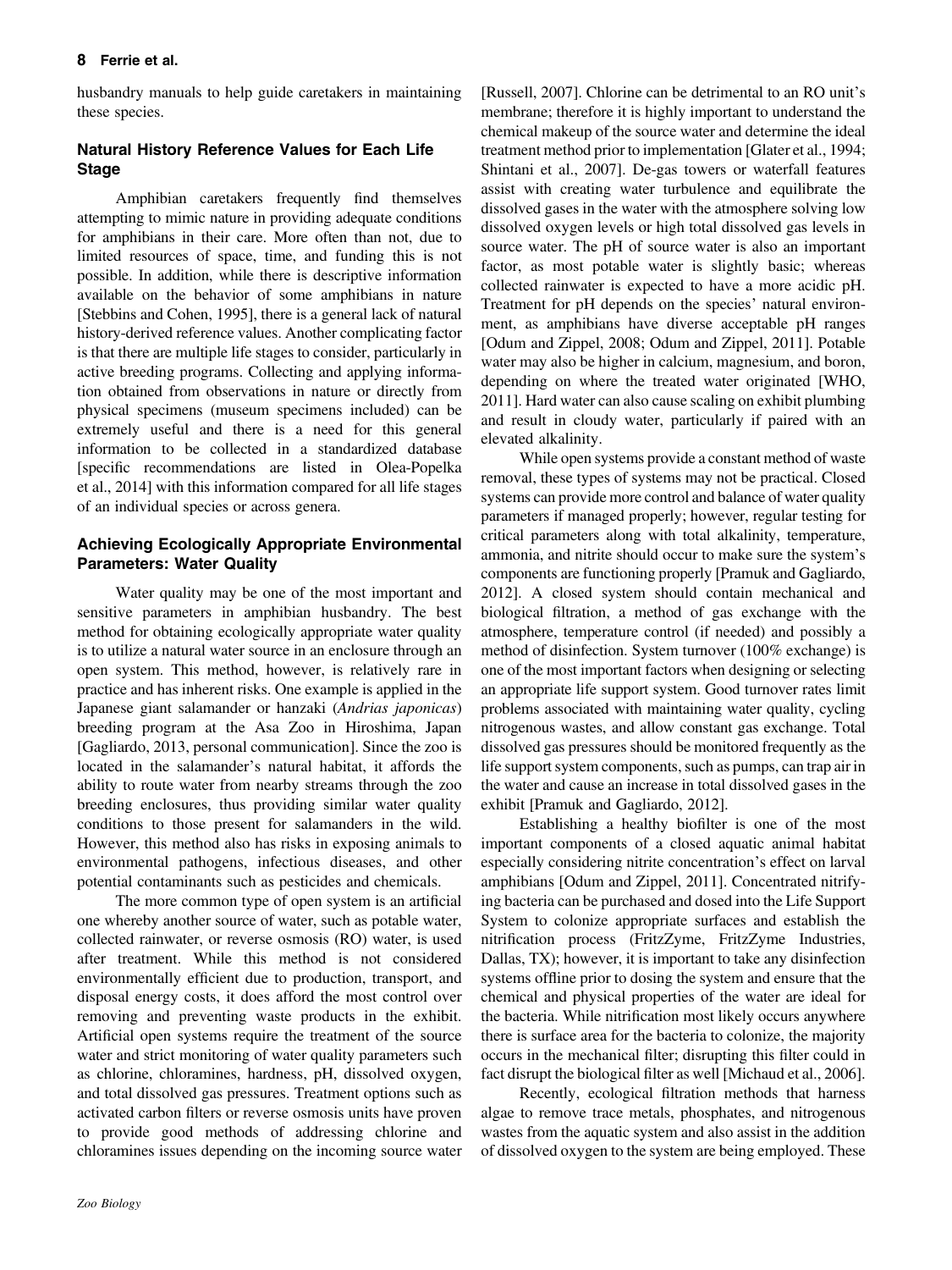husbandry manuals to help guide caretakers in maintaining these species.

### Natural History Reference Values for Each Life Stage

Amphibian caretakers frequently find themselves attempting to mimic nature in providing adequate conditions for amphibians in their care. More often than not, due to limited resources of space, time, and funding this is not possible. In addition, while there is descriptive information available on the behavior of some amphibians in nature [Stebbins and Cohen, 1995], there is a general lack of natural history-derived reference values. Another complicating factor is that there are multiple life stages to consider, particularly in active breeding programs. Collecting and applying information obtained from observations in nature or directly from physical specimens (museum specimens included) can be extremely useful and there is a need for this general information to be collected in a standardized database [specific recommendations are listed in Olea-Popelka et al., 2014] with this information compared for all life stages of an individual species or across genera.

### Achieving Ecologically Appropriate Environmental Parameters: Water Quality

Water quality may be one of the most important and sensitive parameters in amphibian husbandry. The best method for obtaining ecologically appropriate water quality is to utilize a natural water source in an enclosure through an open system. This method, however, is relatively rare in practice and has inherent risks. One example is applied in the Japanese giant salamander or hanzaki (*Andrias japonicas*) breeding program at the Asa Zoo in Hiroshima, Japan [Gagliardo, 2013, personal communication]. Since the zoo is located in the salamander's natural habitat, it affords the ability to route water from nearby streams through the zoo breeding enclosures, thus providing similar water quality conditions to those present for salamanders in the wild. However, this method also has risks in exposing animals to environmental pathogens, infectious diseases, and other potential contaminants such as pesticides and chemicals.

The more common type of open system is an artificial one whereby another source of water, such as potable water, collected rainwater, or reverse osmosis (RO) water, is used after treatment. While this method is not considered environmentally efficient due to production, transport, and disposal energy costs, it does afford the most control over removing and preventing waste products in the exhibit. Artificial open systems require the treatment of the source water and strict monitoring of water quality parameters such as chlorine, chloramines, hardness, pH, dissolved oxygen, and total dissolved gas pressures. Treatment options such as activated carbon filters or reverse osmosis units have proven to provide good methods of addressing chlorine and chloramines issues depending on the incoming source water [Russell, 2007]. Chlorine can be detrimental to an RO unit's membrane; therefore it is highly important to understand the chemical makeup of the source water and determine the ideal treatment method prior to implementation [Glater et al., 1994; Shintani et al., 2007]. De-gas towers or waterfall features assist with creating water turbulence and equilibrate the dissolved gases in the water with the atmosphere solving low dissolved oxygen levels or high total dissolved gas levels in source water. The pH of source water is also an important factor, as most potable water is slightly basic; whereas collected rainwater is expected to have a more acidic pH. Treatment for pH depends on the species' natural environment, as amphibians have diverse acceptable pH ranges [Odum and Zippel, 2008; Odum and Zippel, 2011]. Potable water may also be higher in calcium, magnesium, and boron, depending on where the treated water originated [WHO, 2011]. Hard water can also cause scaling on exhibit plumbing and result in cloudy water, particularly if paired with an elevated alkalinity.

While open systems provide a constant method of waste removal, these types of systems may not be practical. Closed systems can provide more control and balance of water quality parameters if managed properly; however, regular testing for critical parameters along with total alkalinity, temperature, ammonia, and nitrite should occur to make sure the system's components are functioning properly [Pramuk and Gagliardo, 2012]. A closed system should contain mechanical and biological filtration, a method of gas exchange with the atmosphere, temperature control (if needed) and possibly a method of disinfection. System turnover (100% exchange) is one of the most important factors when designing or selecting an appropriate life support system. Good turnover rates limit problems associated with maintaining water quality, cycling nitrogenous wastes, and allow constant gas exchange. Total dissolved gas pressures should be monitored frequently as the life support system components, such as pumps, can trap air in the water and cause an increase in total dissolved gases in the exhibit [Pramuk and Gagliardo, 2012].

Establishing a healthy biofilter is one of the most important components of a closed aquatic animal habitat especially considering nitrite concentration's effect on larval amphibians [Odum and Zippel, 2011]. Concentrated nitrifying bacteria can be purchased and dosed into the Life Support System to colonize appropriate surfaces and establish the nitrification process (FritzZyme, FritzZyme Industries, Dallas, TX); however, it is important to take any disinfection systems offline prior to dosing the system and ensure that the chemical and physical properties of the water are ideal for the bacteria. While nitrification most likely occurs anywhere there is surface area for the bacteria to colonize, the majority occurs in the mechanical filter; disrupting this filter could in fact disrupt the biological filter as well [Michaud et al., 2006].

Recently, ecological filtration methods that harness algae to remove trace metals, phosphates, and nitrogenous wastes from the aquatic system and also assist in the addition of dissolved oxygen to the system are being employed. These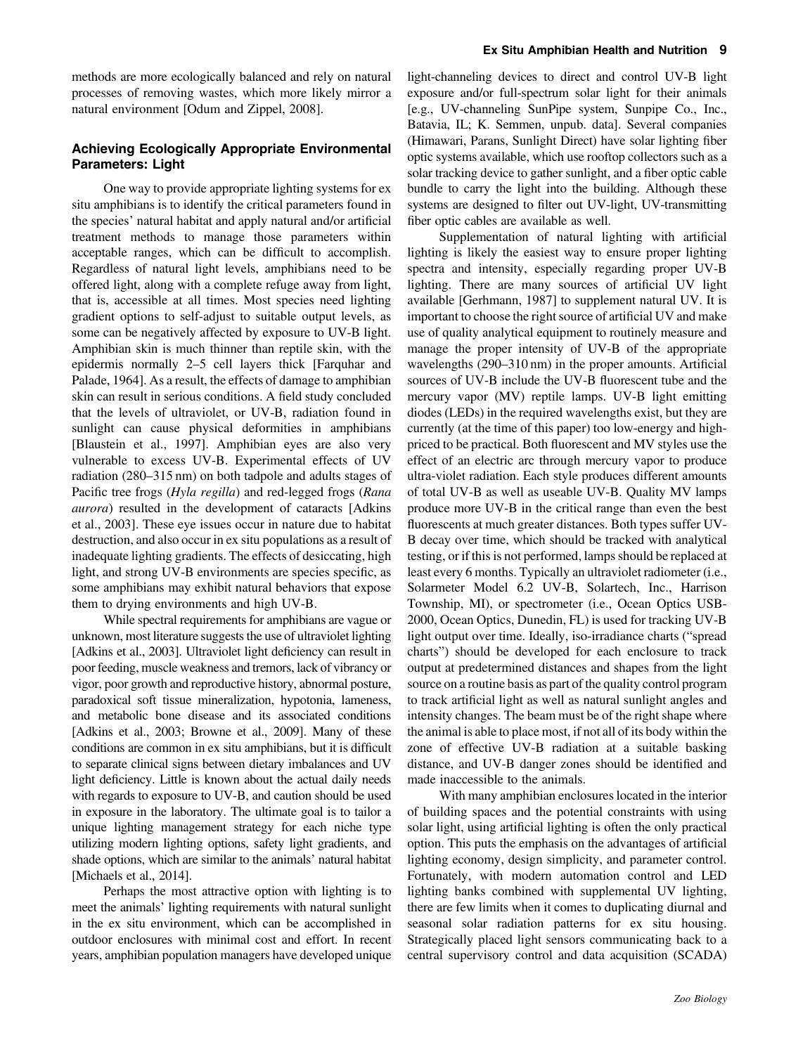methods are more ecologically balanced and rely on natural processes of removing wastes, which more likely mirror a natural environment [Odum and Zippel, 2008].

### Achieving Ecologically Appropriate Environmental Parameters: Light

One way to provide appropriate lighting systems for ex situ amphibians is to identify the critical parameters found in the species' natural habitat and apply natural and/or artificial treatment methods to manage those parameters within acceptable ranges, which can be difficult to accomplish. Regardless of natural light levels, amphibians need to be offered light, along with a complete refuge away from light, that is, accessible at all times. Most species need lighting gradient options to self-adjust to suitable output levels, as some can be negatively affected by exposure to UV-B light. Amphibian skin is much thinner than reptile skin, with the epidermis normally 2–5 cell layers thick [Farquhar and Palade, 1964]. As a result, the effects of damage to amphibian skin can result in serious conditions. A field study concluded that the levels of ultraviolet, or UV-B, radiation found in sunlight can cause physical deformities in amphibians [Blaustein et al., 1997]. Amphibian eyes are also very vulnerable to excess UV-B. Experimental effects of UV radiation (280–315 nm) on both tadpole and adults stages of Pacific tree frogs (*Hyla regilla*) and red-legged frogs (*Rana aurora*) resulted in the development of cataracts [Adkins et al., 2003]. These eye issues occur in nature due to habitat destruction, and also occur in ex situ populations as a result of inadequate lighting gradients. The effects of desiccating, high light, and strong UV-B environments are species specific, as some amphibians may exhibit natural behaviors that expose them to drying environments and high UV-B.

While spectral requirements for amphibians are vague or unknown, most literature suggests the use of ultraviolet lighting [Adkins et al., 2003]. Ultraviolet light deficiency can result in poor feeding, muscle weakness and tremors, lack of vibrancy or vigor, poor growth and reproductive history, abnormal posture, paradoxical soft tissue mineralization, hypotonia, lameness, and metabolic bone disease and its associated conditions [Adkins et al., 2003; Browne et al., 2009]. Many of these conditions are common in ex situ amphibians, but it is difficult to separate clinical signs between dietary imbalances and UV light deficiency. Little is known about the actual daily needs with regards to exposure to UV-B, and caution should be used in exposure in the laboratory. The ultimate goal is to tailor a unique lighting management strategy for each niche type utilizing modern lighting options, safety light gradients, and shade options, which are similar to the animals' natural habitat [Michaels et al., 2014].

Perhaps the most attractive option with lighting is to meet the animals' lighting requirements with natural sunlight in the ex situ environment, which can be accomplished in outdoor enclosures with minimal cost and effort. In recent years, amphibian population managers have developed unique light-channeling devices to direct and control UV-B light exposure and/or full-spectrum solar light for their animals [e.g., UV-channeling SunPipe system, Sunpipe Co., Inc., Batavia, IL; K. Semmen, unpub. data]. Several companies (Himawari, Parans, Sunlight Direct) have solar lighting fiber optic systems available, which use rooftop collectors such as a solar tracking device to gather sunlight, and a fiber optic cable bundle to carry the light into the building. Although these systems are designed to filter out UV-light, UV-transmitting fiber optic cables are available as well.

Supplementation of natural lighting with artificial lighting is likely the easiest way to ensure proper lighting spectra and intensity, especially regarding proper UV-B lighting. There are many sources of artificial UV light available [Gerhmann, 1987] to supplement natural UV. It is important to choose the right source of artificial UV and make use of quality analytical equipment to routinely measure and manage the proper intensity of UV-B of the appropriate wavelengths (290–310 nm) in the proper amounts. Artificial sources of UV-B include the UV-B fluorescent tube and the mercury vapor (MV) reptile lamps. UV-B light emitting diodes (LEDs) in the required wavelengths exist, but they are currently (at the time of this paper) too low-energy and high-priced to be practical. Both fluorescent and MV styles use the effect of an electric arc through mercury vapor to produce ultra-violet radiation. Each style produces different amounts of total UV-B as well as useable UV-B. Quality MV lamps produce more UV-B in the critical range than even the best fluorescents at much greater distances. Both types suffer UV-B decay over time, which should be tracked with analytical testing, or if this is not performed, lamps should be replaced at least every 6 months. Typically an ultraviolet radiometer (i.e., Solarmeter Model 6.2 UV-B, Solartech, Inc., Harrison Township, MI), or spectrometer (i.e., Ocean Optics USB-2000, Ocean Optics, Dunedin, FL) is used for tracking UV-B light output over time. Ideally, iso-irradiance charts ("spread charts") should be developed for each enclosure to track output at predetermined distances and shapes from the light source on a routine basis as part of the quality control program to track artificial light as well as natural sunlight angles and intensity changes. The beam must be of the right shape where the animal is able to place most, if not all of its body within the zone of effective UV-B radiation at a suitable basking distance, and UV-B danger zones should be identified and made inaccessible to the animals.

With many amphibian enclosures located in the interior of building spaces and the potential constraints with using solar light, using artificial lighting is often the only practical option. This puts the emphasis on the advantages of artificial lighting economy, design simplicity, and parameter control. Fortunately, with modern automation control and LED lighting banks combined with supplemental UV lighting, there are few limits when it comes to duplicating diurnal and seasonal solar radiation patterns for ex situ housing. Strategically placed light sensors communicating back to a central supervisory control and data acquisition (SCADA)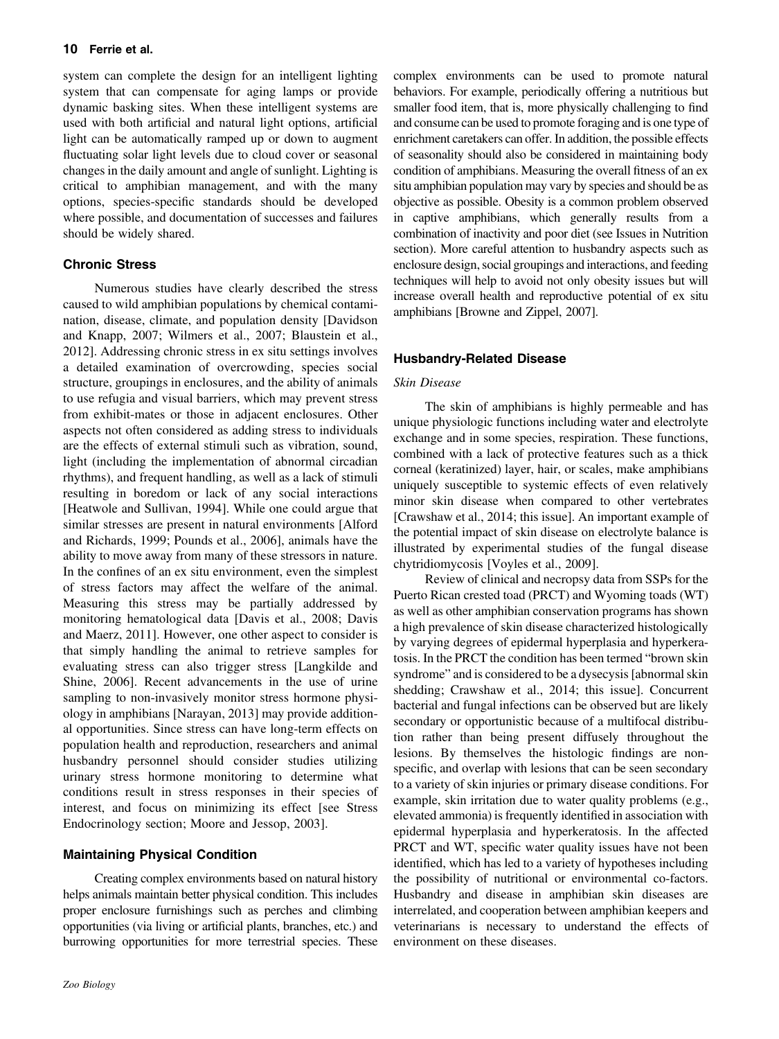system can complete the design for an intelligent lighting system that can compensate for aging lamps or provide dynamic basking sites. When these intelligent systems are used with both artificial and natural light options, artificial light can be automatically ramped up or down to augment fluctuating solar light levels due to cloud cover or seasonal changes in the daily amount and angle of sunlight. Lighting is critical to amphibian management, and with the many options, species-specific standards should be developed where possible, and documentation of successes and failures should be widely shared.

## Chronic Stress

Numerous studies have clearly described the stress caused to wild amphibian populations by chemical contamination, disease, climate, and population density [Davidson and Knapp, 2007; Wilmers et al., 2007; Blaustein et al., 2012]. Addressing chronic stress in ex situ settings involves a detailed examination of overcrowding, species social structure, groupings in enclosures, and the ability of animals to use refugia and visual barriers, which may prevent stress from exhibit-mates or those in adjacent enclosures. Other aspects not often considered as adding stress to individuals are the effects of external stimuli such as vibration, sound, light (including the implementation of abnormal circadian rhythms), and frequent handling, as well as a lack of stimuli resulting in boredom or lack of any social interactions [Heatwole and Sullivan, 1994]. While one could argue that similar stresses are present in natural environments [Alford and Richards, 1999; Pounds et al., 2006], animals have the ability to move away from many of these stressors in nature. In the confines of an ex situ environment, even the simplest of stress factors may affect the welfare of the animal. Measuring this stress may be partially addressed by monitoring hematological data [Davis et al., 2008; Davis and Maerz, 2011]. However, one other aspect to consider is that simply handling the animal to retrieve samples for evaluating stress can also trigger stress [Langkilde and Shine, 2006]. Recent advancements in the use of urine sampling to non-invasively monitor stress hormone physiology in amphibians [Narayan, 2013] may provide additional opportunities. Since stress can have long-term effects on population health and reproduction, researchers and animal husbandry personnel should consider studies utilizing urinary stress hormone monitoring to determine what conditions result in stress responses in their species of interest, and focus on minimizing its effect [see Stress Endocrinology section; Moore and Jessop, 2003].

## Maintaining Physical Condition

Creating complex environments based on natural history helps animals maintain better physical condition. This includes proper enclosure furnishings such as perches and climbing opportunities (via living or artificial plants, branches, etc.) and burrowing opportunities for more terrestrial species. These complex environments can be used to promote natural behaviors. For example, periodically offering a nutritious but smaller food item, that is, more physically challenging to find and consume can be used to promote foraging and is one type of enrichment caretakers can offer. In addition, the possible effects of seasonality should also be considered in maintaining body condition of amphibians. Measuring the overall fitness of an ex situ amphibian population may vary by species and should be as objective as possible. Obesity is a common problem observed in captive amphibians, which generally results from a combination of inactivity and poor diet (see Issues in Nutrition section). More careful attention to husbandry aspects such as enclosure design, social groupings and interactions, and feeding techniques will help to avoid not only obesity issues but will increase overall health and reproductive potential of ex situ amphibians [Browne and Zippel, 2007].

## Husbandry-Related Disease

### *Skin Disease*

The skin of amphibians is highly permeable and has unique physiologic functions including water and electrolyte exchange and in some species, respiration. These functions, combined with a lack of protective features such as a thick corneal (keratinized) layer, hair, or scales, make amphibians uniquely susceptible to systemic effects of even relatively minor skin disease when compared to other vertebrates [Crawshaw et al., 2014; this issue]. An important example of the potential impact of skin disease on electrolyte balance is illustrated by experimental studies of the fungal disease chytridiomycosis [Voyles et al., 2009].

Review of clinical and necropsy data from SSPs for the Puerto Rican crested toad (PRCT) and Wyoming toads (WT) as well as other amphibian conservation programs has shown a high prevalence of skin disease characterized histologically by varying degrees of epidermal hyperplasia and hyperkeratosis. In the PRCT the condition has been termed "brown skin syndrome" and is considered to be a dysecysis [abnormal skin shedding; Crawshaw et al., 2014; this issue]. Concurrent bacterial and fungal infections can be observed but are likely secondary or opportunistic because of a multifocal distribution rather than being present diffusely throughout the lesions. By themselves the histologic findings are nonspecific, and overlap with lesions that can be seen secondary to a variety of skin injuries or primary disease conditions. For example, skin irritation due to water quality problems (e.g., elevated ammonia) is frequently identified in association with epidermal hyperplasia and hyperkeratosis. In the affected PRCT and WT, specific water quality issues have not been identified, which has led to a variety of hypotheses including the possibility of nutritional or environmental co-factors. Husbandry and disease in amphibian skin diseases are interrelated, and cooperation between amphibian keepers and veterinarians is necessary to understand the effects of environment on these diseases.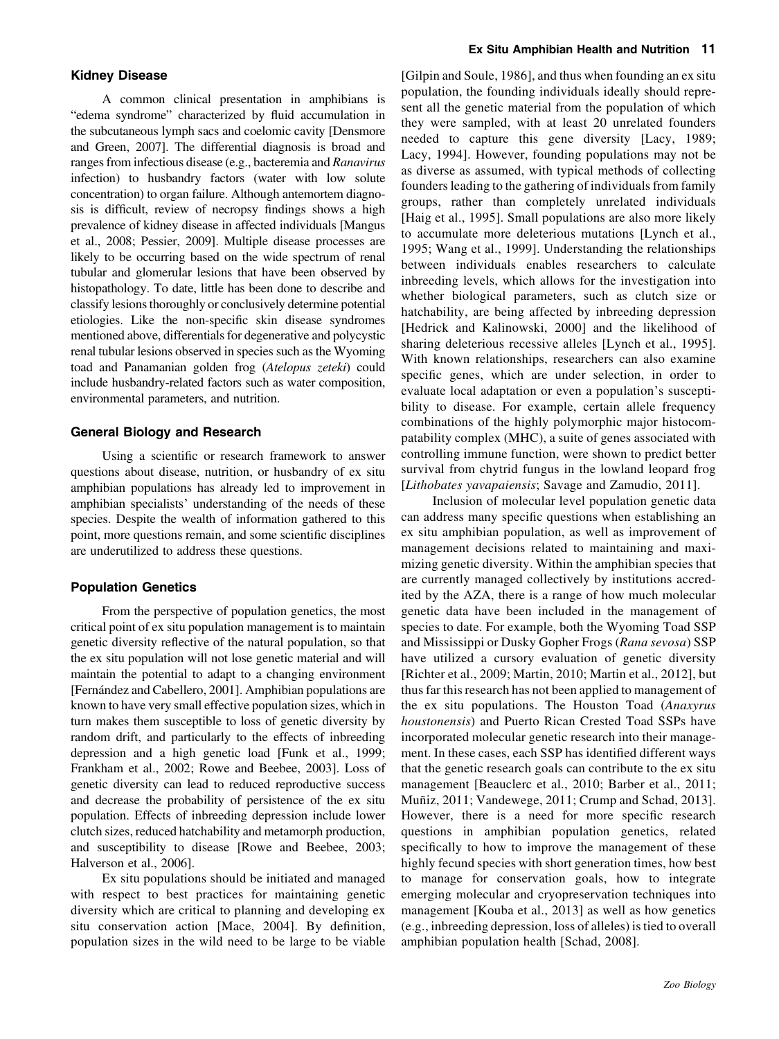### Kidney Disease

A common clinical presentation in amphibians is "edema syndrome" characterized by fluid accumulation in the subcutaneous lymph sacs and coelomic cavity [Densmore and Green, 2007]. The differential diagnosis is broad and ranges from infectious disease (e.g., bacteremia and *Ranavirus* infection) to husbandry factors (water with low solute concentration) to organ failure. Although antemortem diagnosis is difficult, review of necropsy findings shows a high prevalence of kidney disease in affected individuals [Mangus et al., 2008; Pessier, 2009]. Multiple disease processes are likely to be occurring based on the wide spectrum of renal tubular and glomerular lesions that have been observed by histopathology. To date, little has been done to describe and classify lesions thoroughly or conclusively determine potential etiologies. Like the non-specific skin disease syndromes mentioned above, differentials for degenerative and polycystic renal tubular lesions observed in species such as the Wyoming toad and Panamanian golden frog (*Atelopus zeteki*) could include husbandry-related factors such as water composition, environmental parameters, and nutrition.

### General Biology and Research

Using a scientific or research framework to answer questions about disease, nutrition, or husbandry of ex situ amphibian populations has already led to improvement in amphibian specialists' understanding of the needs of these species. Despite the wealth of information gathered to this point, more questions remain, and some scientific disciplines are underutilized to address these questions.

### Population Genetics

From the perspective of population genetics, the most critical point of ex situ population management is to maintain genetic diversity reflective of the natural population, so that the ex situ population will not lose genetic material and will maintain the potential to adapt to a changing environment [Fernández and Cabellero, 2001]. Amphibian populations are known to have very small effective population sizes, which in turn makes them susceptible to loss of genetic diversity by random drift, and particularly to the effects of inbreeding depression and a high genetic load [Funk et al., 1999; Frankham et al., 2002; Rowe and Beebee, 2003]. Loss of genetic diversity can lead to reduced reproductive success and decrease the probability of persistence of the ex situ population. Effects of inbreeding depression include lower clutch sizes, reduced hatchability and metamorph production, and susceptibility to disease [Rowe and Beebee, 2003; Halverson et al., 2006].

Ex situ populations should be initiated and managed with respect to best practices for maintaining genetic diversity which are critical to planning and developing ex situ conservation action [Mace, 2004]. By definition, population sizes in the wild need to be large to be viable [Gilpin and Soule, 1986], and thus when founding an ex situ population, the founding individuals ideally should represent all the genetic material from the population of which they were sampled, with at least 20 unrelated founders needed to capture this gene diversity [Lacy, 1989; Lacy, 1994]. However, founding populations may not be as diverse as assumed, with typical methods of collecting founders leading to the gathering of individuals from family groups, rather than completely unrelated individuals [Haig et al., 1995]. Small populations are also more likely to accumulate more deleterious mutations [Lynch et al., 1995; Wang et al., 1999]. Understanding the relationships between individuals enables researchers to calculate inbreeding levels, which allows for the investigation into whether biological parameters, such as clutch size or hatchability, are being affected by inbreeding depression [Hedrick and Kalinowski, 2000] and the likelihood of sharing deleterious recessive alleles [Lynch et al., 1995]. With known relationships, researchers can also examine specific genes, which are under selection, in order to evaluate local adaptation or even a population's susceptibility to disease. For example, certain allele frequency combinations of the highly polymorphic major histocompatability complex (MHC), a suite of genes associated with controlling immune function, were shown to predict better survival from chytrid fungus in the lowland leopard frog [*Lithobates yavapaiensis*; Savage and Zamudio, 2011].

Inclusion of molecular level population genetic data can address many specific questions when establishing an ex situ amphibian population, as well as improvement of management decisions related to maintaining and maximizing genetic diversity. Within the amphibian species that are currently managed collectively by institutions accredited by the AZA, there is a range of how much molecular genetic data have been included in the management of species to date. For example, both the Wyoming Toad SSP and Mississippi or Dusky Gopher Frogs (*Rana sevosa*) SSP have utilized a cursory evaluation of genetic diversity [Richter et al., 2009; Martin, 2010; Martin et al., 2012], but thus far this research has not been applied to management of the ex situ populations. The Houston Toad (*Anaxyrus houstonensis*) and Puerto Rican Crested Toad SSPs have incorporated molecular genetic research into their management. In these cases, each SSP has identified different ways that the genetic research goals can contribute to the ex situ management [Beauclerc et al., 2010; Barber et al., 2011; Muñiz, 2011; Vandewege, 2011; Crump and Schad, 2013]. However, there is a need for more specific research questions in amphibian population genetics, related specifically to how to improve the management of these highly fecund species with short generation times, how best to manage for conservation goals, how to integrate emerging molecular and cryopreservation techniques into management [Kouba et al., 2013] as well as how genetics (e.g., inbreeding depression, loss of alleles) is tied to overall amphibian population health [Schad, 2008].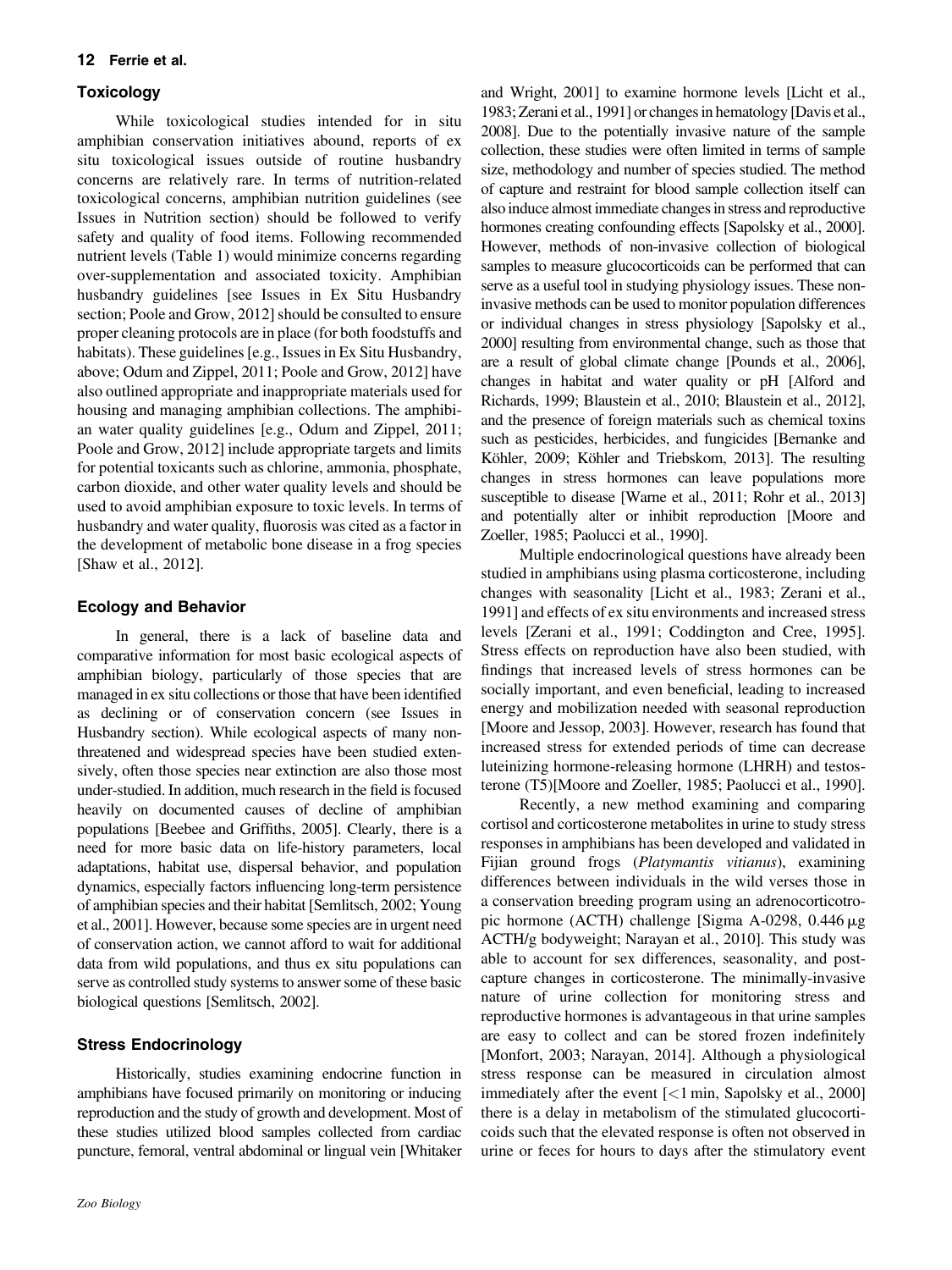## Toxicology

While toxicological studies intended for in situ amphibian conservation initiatives abound, reports of ex situ toxicological issues outside of routine husbandry concerns are relatively rare. In terms of nutrition-related toxicological concerns, amphibian nutrition guidelines (see Issues in Nutrition section) should be followed to verify safety and quality of food items. Following recommended nutrient levels (Table 1) would minimize concerns regarding over-supplementation and associated toxicity. Amphibian husbandry guidelines [see Issues in Ex Situ Husbandry section; Poole and Grow, 2012] should be consulted to ensure proper cleaning protocols are in place (for both foodstuffs and habitats). These guidelines [e.g., Issues in Ex Situ Husbandry, above; Odum and Zippel, 2011; Poole and Grow, 2012] have also outlined appropriate and inappropriate materials used for housing and managing amphibian collections. The amphibian water quality guidelines [e.g., Odum and Zippel, 2011; Poole and Grow, 2012] include appropriate targets and limits for potential toxicants such as chlorine, ammonia, phosphate, carbon dioxide, and other water quality levels and should be used to avoid amphibian exposure to toxic levels. In terms of husbandry and water quality, fluorosis was cited as a factor in the development of metabolic bone disease in a frog species [Shaw et al., 2012].

## Ecology and Behavior

In general, there is a lack of baseline data and comparative information for most basic ecological aspects of amphibian biology, particularly of those species that are managed in ex situ collections or those that have been identified as declining or of conservation concern (see Issues in Husbandry section). While ecological aspects of many non-threatened and widespread species have been studied extensively, often those species near extinction are also those most under-studied. In addition, much research in the field is focused heavily on documented causes of decline of amphibian populations [Beebee and Griffiths, 2005]. Clearly, there is a need for more basic data on life-history parameters, local adaptations, habitat use, dispersal behavior, and population dynamics, especially factors influencing long-term persistence of amphibian species and their habitat [Semlitsch, 2002; Young et al., 2001]. However, because some species are in urgent need of conservation action, we cannot afford to wait for additional data from wild populations, and thus ex situ populations can serve as controlled study systems to answer some of these basic biological questions [Semlitsch, 2002].

## Stress Endocrinology

Historically, studies examining endocrine function in amphibians have focused primarily on monitoring or inducing reproduction and the study of growth and development. Most of these studies utilized blood samples collected from cardiac puncture, femoral, ventral abdominal or lingual vein [Whitaker and Wright, 2001] to examine hormone levels [Licht et al., 1983; Zerani et al., 1991] or changes in hematology [Davis et al., 2008]. Due to the potentially invasive nature of the sample collection, these studies were often limited in terms of sample size, methodology and number of species studied. The method of capture and restraint for blood sample collection itself can also induce almost immediate changes in stress and reproductive hormones creating confounding effects [Sapolsky et al., 2000]. However, methods of non-invasive collection of biological samples to measure glucocorticoids can be performed that can serve as a useful tool in studying physiology issues. These non-invasive methods can be used to monitor population differences or individual changes in stress physiology [Sapolsky et al., 2000] resulting from environmental change, such as those that are a result of global climate change [Pounds et al., 2006], changes in habitat and water quality or pH [Alford and Richards, 1999; Blaustein et al., 2010; Blaustein et al., 2012], and the presence of foreign materials such as chemical toxins such as pesticides, herbicides, and fungicides [Bernanke and Köhler, 2009; Köhler and Triebskom, 2013]. The resulting changes in stress hormones can leave populations more susceptible to disease [Warne et al., 2011; Rohr et al., 2013] and potentially alter or inhibit reproduction [Moore and Zoeller, 1985; Paolucci et al., 1990].

Multiple endocrinological questions have already been studied in amphibians using plasma corticosterone, including changes with seasonality [Licht et al., 1983; Zerani et al., 1991] and effects of ex situ environments and increased stress levels [Zerani et al., 1991; Coddington and Cree, 1995]. Stress effects on reproduction have also been studied, with findings that increased levels of stress hormones can be socially important, and even beneficial, leading to increased energy and mobilization needed with seasonal reproduction [Moore and Jessop, 2003]. However, research has found that increased stress for extended periods of time can decrease luteinizing hormone-releasing hormone (LHRH) and testosterone (T5)[Moore and Zoeller, 1985; Paolucci et al., 1990].

Recently, a new method examining and comparing cortisol and corticosterone metabolites in urine to study stress responses in amphibians has been developed and validated in Fijian ground frogs (*Platymantis vitianus*), examining differences between individuals in the wild verses those in a conservation breeding program using an adrenocorticotropic hormone (ACTH) challenge [Sigma A-0298, 0.446 μg ACTH/g bodyweight; Narayan et al., 2010]. This study was able to account for sex differences, seasonality, and post-capture changes in corticosterone. The minimally-invasive nature of urine collection for monitoring stress and reproductive hormones is advantageous in that urine samples are easy to collect and can be stored frozen indefinitely [Monfort, 2003; Narayan, 2014]. Although a physiological stress response can be measured in circulation almost immediately after the event [<1 min, Sapolsky et al., 2000] there is a delay in metabolism of the stimulated glucocorticoids such that the elevated response is often not observed in urine or feces for hours to days after the stimulatory event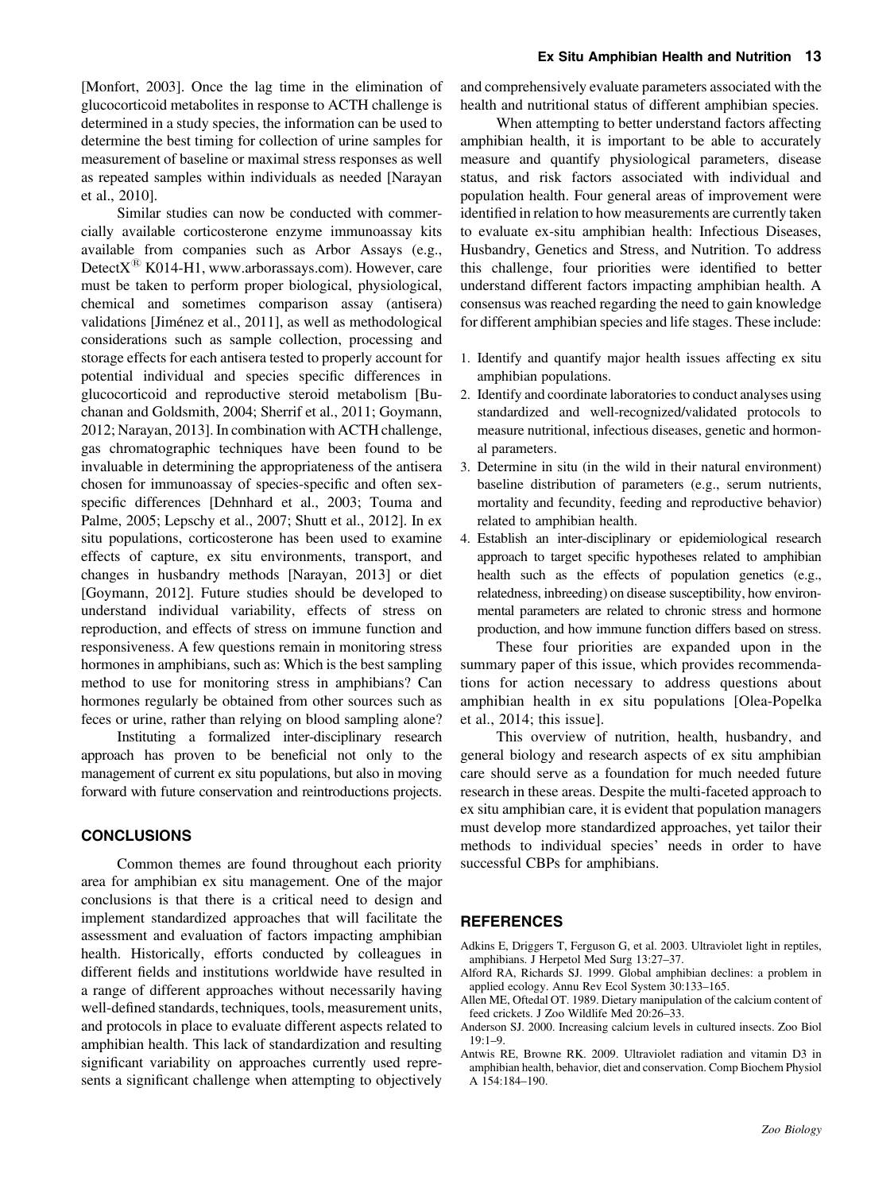[Monfort, 2003]. Once the lag time in the elimination of glucocorticoid metabolites in response to ACTH challenge is determined in a study species, the information can be used to determine the best timing for collection of urine samples for measurement of baseline or maximal stress responses as well as repeated samples within individuals as needed [Narayan et al., 2010].

Similar studies can now be conducted with commercially available corticosterone enzyme immunoassay kits available from companies such as Arbor Assays (e.g., DetectX® K014-H1, www.arborassays.com). However, care must be taken to perform proper biological, physiological, chemical and sometimes comparison assay (antisera) validations [Jiménez et al., 2011], as well as methodological considerations such as sample collection, processing and storage effects for each antisera tested to properly account for potential individual and species specific differences in glucocorticoid and reproductive steroid metabolism [Buchanan and Goldsmith, 2004; Sherrif et al., 2011; Goymann, 2012; Narayan, 2013]. In combination with ACTH challenge, gas chromatographic techniques have been found to be invaluable in determining the appropriateness of the antisera chosen for immunoassay of species-specific and often sex-specific differences [Dehnhard et al., 2003; Touma and Palme, 2005; Lepschy et al., 2007; Shutt et al., 2012]. In ex situ populations, corticosterone has been used to examine effects of capture, ex situ environments, transport, and changes in husbandry methods [Narayan, 2013] or diet [Goymann, 2012]. Future studies should be developed to understand individual variability, effects of stress on reproduction, and effects of stress on immune function and responsiveness. A few questions remain in monitoring stress hormones in amphibians, such as: Which is the best sampling method to use for monitoring stress in amphibians? Can hormones regularly be obtained from other sources such as feces or urine, rather than relying on blood sampling alone?

Instituting a formalized inter-disciplinary research approach has proven to be beneficial not only to the management of current ex situ populations, but also in moving forward with future conservation and reintroductions projects.

## CONCLUSIONS

Common themes are found throughout each priority area for amphibian ex situ management. One of the major conclusions is that there is a critical need to design and implement standardized approaches that will facilitate the assessment and evaluation of factors impacting amphibian health. Historically, efforts conducted by colleagues in different fields and institutions worldwide have resulted in a range of different approaches without necessarily having well-defined standards, techniques, tools, measurement units, and protocols in place to evaluate different aspects related to amphibian health. This lack of standardization and resulting significant variability on approaches currently used represents a significant challenge when attempting to objectively and comprehensively evaluate parameters associated with the health and nutritional status of different amphibian species.

When attempting to better understand factors affecting amphibian health, it is important to be able to accurately measure and quantify physiological parameters, disease status, and risk factors associated with individual and population health. Four general areas of improvement were identified in relation to how measurements are currently taken to evaluate ex-situ amphibian health: Infectious Diseases, Husbandry, Genetics and Stress, and Nutrition. To address this challenge, four priorities were identified to better understand different factors impacting amphibian health. A consensus was reached regarding the need to gain knowledge for different amphibian species and life stages. These include:

1. Identify and quantify major health issues affecting ex situ amphibian populations.
2. Identify and coordinate laboratories to conduct analyses using standardized and well-recognized/validated protocols to measure nutritional, infectious diseases, genetic and hormonal parameters.
3. Determine in situ (in the wild in their natural environment) baseline distribution of parameters (e.g., serum nutrients, mortality and fecundity, feeding and reproductive behavior) related to amphibian health.
4. Establish an inter-disciplinary or epidemiological research approach to target specific hypotheses related to amphibian health such as the effects of population genetics (e.g., relatedness, inbreeding) on disease susceptibility, how environmental parameters are related to chronic stress and hormone production, and how immune function differs based on stress.

These four priorities are expanded upon in the summary paper of this issue, which provides recommendations for action necessary to address questions about amphibian health in ex situ populations [Olea-Popelka et al., 2014; this issue].

This overview of nutrition, health, husbandry, and general biology and research aspects of ex situ amphibian care should serve as a foundation for much needed future research in these areas. Despite the multi-faceted approach to ex situ amphibian care, it is evident that population managers must develop more standardized approaches, yet tailor their methods to individual species' needs in order to have successful CBPs for amphibians.

## REFERENCES

Adkins E, Driggers T, Ferguson G, et al. 2003. Ultraviolet light in reptiles, amphibians. J Herpetol Med Surg 13:27–37.

Alford RA, Richards SJ. 1999. Global amphibian declines: a problem in applied ecology. Annu Rev Ecol System 30:133–165.

Allen ME, Oftedal OT. 1989. Dietary manipulation of the calcium content of feed crickets. J Zoo Wildlife Med 20:26–33.

Anderson SJ. 2000. Increasing calcium levels in cultured insects. Zoo Biol 19:1–9.

Antwis RE, Browne RK. 2009. Ultraviolet radiation and vitamin D3 in amphibian health, behavior, diet and conservation. Comp Biochem Physiol A 154:184–190.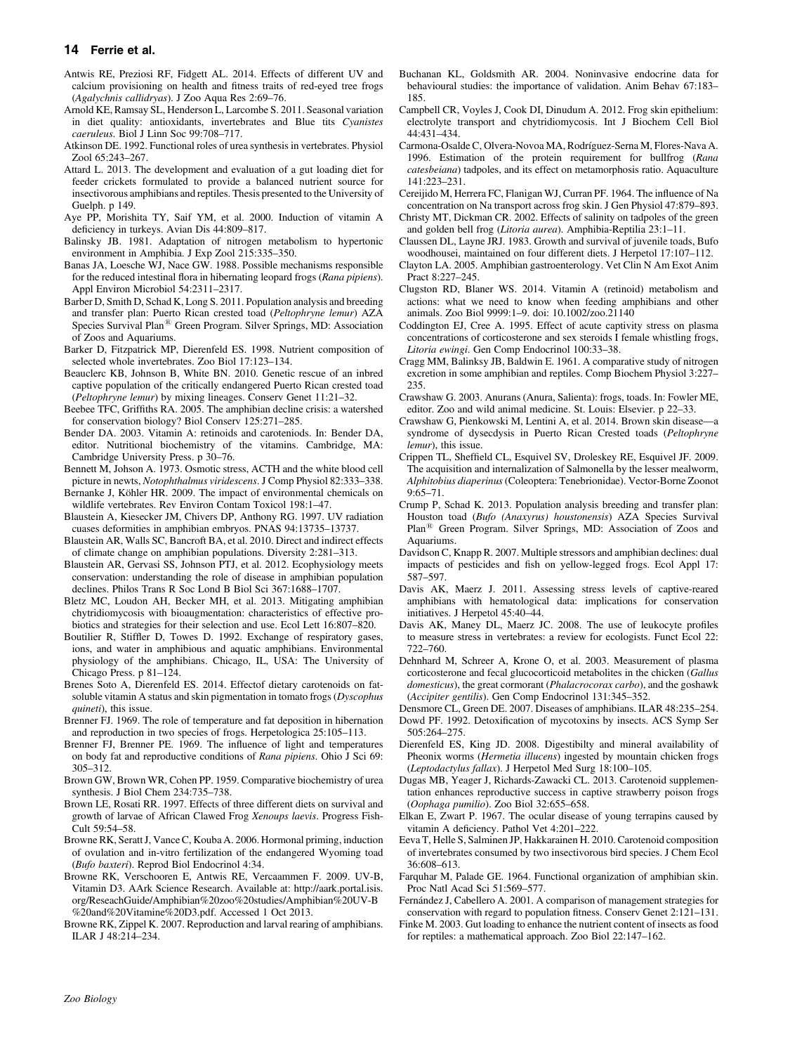Antwis RE, Preziosi RF, Fidgett AL. 2014. Effects of different UV and calcium provisioning on health and fitness traits of red-eyed tree frogs (*Agalychnis callidryas*). J Zoo Aqua Res 2:69–76.

Arnold KE, Ramsay SL, Henderson L, Larcombe S. 2011. Seasonal variation in diet quality: antioxidants, invertebrates and Blue tits *Cyanistes caeruleus*. Biol J Linn Soc 99:708–717.

Atkinson DE. 1992. Functional roles of urea synthesis in vertebrates. Physiol Zool 65:243–267.

Attard L. 2013. The development and evaluation of a gut loading diet for feeder crickets formulated to provide a balanced nutrient source for insectivorous amphibians and reptiles. Thesis presented to the University of Guelph. p 149.

Aye PP, Morishita TY, Saif YM, et al. 2000. Induction of vitamin A deficiency in turkeys. Avian Dis 44:809–817.

Balinsky JB. 1981. Adaptation of nitrogen metabolism to hypertonic environment in Amphibia. J Exp Zool 215:335–350.

Banas JA, Loesche WJ, Nace GW. 1988. Possible mechanisms responsible for the reduced intestinal flora in hibernating leopard frogs (*Rana pipiens*). Appl Environ Microbiol 54:2311–2317.

Barber D, Smith D, Schad K, Long S. 2011. Population analysis and breeding and transfer plan: Puerto Rican crested toad (*Peltophryne lemur*) AZA Species Survival Plan® Green Program. Silver Springs, MD: Association of Zoos and Aquariums.

Barker D, Fitzpatrick MP, Dierenfeld ES. 1998. Nutrient composition of selected whole invertebrates. Zoo Biol 17:123–134.

Beauclerc KB, Johnson B, White BN. 2010. Genetic rescue of an inbred captive population of the critically endangered Puerto Rican crested toad (*Peltophryne lemur*) by mixing lineages. Conserv Genet 11:21–32.

Beebee TFC, Griffiths RA. 2005. The amphibian decline crisis: a watershed for conservation biology? Biol Conserv 125:271–285.

Bender DA. 2003. Vitamin A: retinoids and carotenoids. In: Bender DA, editor. Nutritional biochemistry of the vitamins. Cambridge, MA: Cambridge University Press. p 30–76.

Bennett M, Johson A. 1973. Osmotic stress, ACTH and the white blood cell picture in newts, *Notophthalmus viridescens*. J Comp Physiol 82:333–338.

Bernanke J, Köhler HR. 2009. The impact of environmental chemicals on wildlife vertebrates. Rev Environ Contam Toxicol 198:1–47.

Blaustein A, Kiesecker JM, Chivers DP, Anthony RG. 1997. UV radiation cuases deformities in amphibian embryos. PNAS 94:13735–13737.

Blaustein AR, Walls SC, Bancroft BA, et al. 2010. Direct and indirect effects of climate change on amphibian populations. Diversity 2:281–313.

Blaustein AR, Gervasi SS, Johnson PTJ, et al. 2012. Ecophysiology meets conservation: understanding the role of disease in amphibian population declines. Philos Trans R Soc Lond B Biol Sci 367:1688–1707.

Bletz MC, Loudon AH, Becker MH, et al. 2013. Mitigating amphibian chytridiomycosis with bioaugmentation: characteristics of effective probiotics and strategies for their selection and use. Ecol Lett 16:807–820.

Boutilier R, Stiffler D, Towes D. 1992. Exchange of respiratory gases, ions, and water in amphibious and aquatic amphibians. Environmental physiology of the amphibians. Chicago, IL, USA: The University of Chicago Press. p 81–124.

Brenes Soto A, Dierenfeld ES. 2014. Effectof dietary carotenoids on fat-soluble vitamin A status and skin pigmentation in tomato frogs (*Dyscophus quineti*), this issue.

Brenner FJ. 1969. The role of temperature and fat deposition in hibernation and reproduction in two species of frogs. Herpetologica 25:105–113.

Brenner FJ, Brenner PE. 1969. The influence of light and temperatures on body fat and reproductive conditions of *Rana pipiens*. Ohio J Sci 69: 305–312.

Brown GW, Brown WR, Cohen PP. 1959. Comparative biochemistry of urea synthesis. J Biol Chem 234:735–738.

Brown LE, Rosati RR. 1997. Effects of three different diets on survival and growth of larvae of African Clawed Frog *Xenoups laevis*. Progress Fish-Cult 59:54–58.

Browne RK, Seratt J, Vance C, Kouba A. 2006. Hormonal priming, induction of ovulation and in-vitro fertilization of the endangered Wyoming toad (*Bufo baxteri*). Reprod Biol Endocrinol 4:34.

Browne RK, Verschooren E, Antwis RE, Vercaammen F. 2009. UV-B, Vitamin D3. AArk Science Research. Available at: http://aark.portal.isis.org/ReseachGuide/Amphibian%20zoo%20studies/Amphibian%20UV-B%20and%20Vitamine%20D3.pdf. Accessed 1 Oct 2013.

Browne RK, Zippel K. 2007. Reproduction and larval rearing of amphibians. ILAR J 48:214–234.

Buchanan KL, Goldsmith AR. 2004. Noninvasive endocrine data for behavioural studies: the importance of validation. Anim Behav 67:183–185.

Campbell CR, Voyles J, Cook DI, Dinudum A. 2012. Frog skin epithelium: electrolyte transport and chytridiomycosis. Int J Biochem Cell Biol 44:431–434.

Carmona-Osalde C, Olvera-Novoa MA, Rodríguez-Serna M, Flores-Nava A. 1996. Estimation of the protein requirement for bullfrog (*Rana catesbeiana*) tadpoles, and its effect on metamorphosis ratio. Aquaculture 141:223–231.

Cereijido M, Herrera FC, Flanigan WJ, Curran PF. 1964. The influence of Na concentration on Na transport across frog skin. J Gen Physiol 47:879–893.

Christy MT, Dickman CR. 2002. Effects of salinity on tadpoles of the green and golden bell frog (*Litoria aurea*). Amphibia-Reptilia 23:1–11.

Claussen DL, Layne JRJ. 1983. Growth and survival of juvenile toads, Bufo woodhousei, maintained on four different diets. J Herpetol 17:107–112.

Clayton LA. 2005. Amphibian gastroenterology. Vet Clin N Am Exot Anim Pract 8:227–245.

Clugston RD, Blaner WS. 2014. Vitamin A (retinoid) metabolism and actions: what we need to know when feeding amphibians and other animals. Zoo Biol 9999:1–9. doi: 10.1002/zoo.21140

Coddington EJ, Cree A. 1995. Effect of acute captivity stress on plasma concentrations of corticosterone and sex steroids I female whistling frogs, *Litoria ewingi*. Gen Comp Endocrinol 100:33–38.

Cragg MM, Balinksy JB, Baldwin E. 1961. A comparative study of nitrogen excretion in some amphibian and reptiles. Comp Biochem Physiol 3:227–235.

Crawshaw G. 2003. Anurans (Anura, Salienta): frogs, toads. In: Fowler ME, editor. Zoo and wild animal medicine. St. Louis: Elsevier. p 22–33.

Crawshaw G, Pienkowski M, Lentini A, et al. 2014. Brown skin disease—a syndrome of dysecdysis in Puerto Rican Crested toads (*Peltophryne lemur*), this issue.

Crippen TL, Sheffield CL, Esquivel SV, Droleskey RE, Esquivel JF. 2009. The acquisition and internalization of Salmonella by the lesser mealworm, *Alphitobius diaperinus* (Coleoptera: Tenebrionidae). Vector-Borne Zoonot 9:65–71.

Crump P, Schad K. 2013. Population analysis breeding and transfer plan: Houston toad (*Bufo (Anaxyrus) houstonensis*) AZA Species Survival Plan® Green Program. Silver Springs, MD: Association of Zoos and Aquariums.

Davidson C, Knapp R. 2007. Multiple stressors and amphibian declines: dual impacts of pesticides and fish on yellow-legged frogs. Ecol Appl 17: 587–597.

Davis AK, Maerz J. 2011. Assessing stress levels of captive-reared amphibians with hematological data: implications for conservation initiatives. J Herpetol 45:40–44.

Davis AK, Maney DL, Maerz JC. 2008. The use of leukocyte profiles to measure stress in vertebrates: a review for ecologists. Funct Ecol 22: 722–760.

Dehnhard M, Schreer A, Krone O, et al. 2003. Measurement of plasma corticosterone and fecal glucocorticoid metabolites in the chicken (*Gallus domesticus*), the great cormorant (*Phalacrocorax carbo*), and the goshawk (*Accipiter gentilis*). Gen Comp Endocrinol 131:345–352.

Densmore CL, Green DE. 2007. Diseases of amphibians. ILAR 48:235–254.

Dowd PF. 1992. Detoxification of mycotoxins by insects. ACS Symp Ser 505:264–275.

Dierenfeld ES, King JD. 2008. Digestibilty and mineral availability of Pheonix worms (*Hermetia illucens*) ingested by mountain chicken frogs (*Leptodactylus fallax*). J Herpetol Med Surg 18:100–105.

Dugas MB, Yeager J, Richards-Zawacki CL. 2013. Carotenoid supplementation enhances reproductive success in captive strawberry poison frogs (*Oophaga pumilio*). Zoo Biol 32:655–658.

Elkan E, Zwart P. 1967. The ocular disease of young terrapins caused by vitamin A deficiency. Pathol Vet 4:201–222.

Eeva T, Helle S, Salminen JP, Hakkarainen H. 2010. Carotenoid composition of invertebrates consumed by two insectivorous bird species. J Chem Ecol 36:608–613.

Farquhar M, Palade GE. 1964. Functional organization of amphibian skin. Proc Natl Acad Sci 51:569–577.

Fernández J, Cabellero A. 2001. A comparison of management strategies for conservation with regard to population fitness. Conserv Genet 2:121–131.

Finke M. 2003. Gut loading to enhance the nutrient content of insects as food for reptiles: a mathematical approach. Zoo Biol 22:147–162.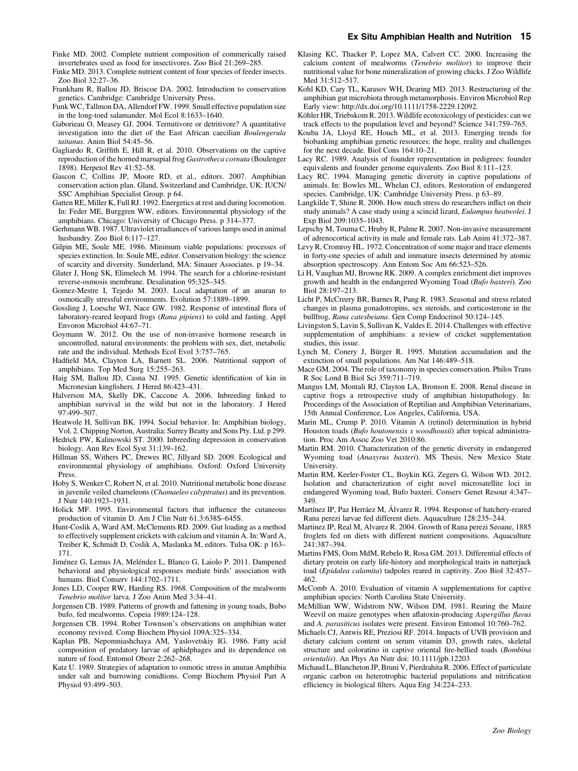Finke MD. 2002. Complete nutrient composition of commerically raised invertebrates used as food for insectivores. Zoo Biol 21:269–285.

Finke MD. 2013. Complete nutrient content of four species of feeder insects. Zoo Biol 32:27–36.

Frankham R, Ballou JD, Briscoe DA. 2002. Introduction to conservation genetics. Cambridge: Cambridge University Press.

Funk WC, Tallmon DA, Allendorf FW. 1999. Small effective population size in the long-toed salamander. Mol Ecol 8:1633–1640.

Gaborieau O, Measey GJ. 2004. Termitivore or detritivore? A quantitative investigation into the diet of the East African caecilian *Boulengerula taitanus*. Anim Biol 54:45–56.

Gagliardo R, Griffith E, Hill R, et al. 2010. Observations on the captive reproduction of the horned marsupial frog *Gastrotheca cornuta* (Boulenger 1898). Herpetol Rev 41:52–58.

Gascon C, Collins JP, Moore RD, et al., editors. 2007. Amphibian conservation action plan. Gland, Switzerland and Cambridge, UK: IUCN/SSC Amphibian Specialist Group. p 64.

Gatten RE, Miller K, Full RJ. 1992. Energetics at rest and during locomotion. In: Feder ME, Burggren WW, editors. Environmental physiology of the amphibians. Chicago: University of Chicago Press. p 314–377.

Gerhmann WB. 1987. Ultraviolet irradiances of various lamps used in animal husbandry. Zoo Biol 6:117–127.

Gilpin ME, Soule ME. 1986. Minimum viable populations: processes of species extinction. In: Soule ME, editor. Conservation biology: the science of scarcity and diversity. Sunderland, MA: Sinauer Associates. p 19–34.

Glater J, Hong SK, Elimelech M. 1994. The search for a chlorine-resistant reverse-osmosis membrane. Desalination 95:325–345.

Gomez-Mestre I, Tejedo M. 2003. Local adaptation of an anuran to osmotically stressful environments. Evolution 57:1889–1899.

Gossling J, Loesche WJ, Nace GW. 1982. Response of intestinal flora of laboratory-reared leopard frogs (*Rana pipiens*) to cold and fasting. Appl Envoron Microbiol 44:67–71.

Goymann W. 2012. On the use of non-invasive hormone research in uncontrolled, natural environments: the problem with sex, diet, metabolic rate and the individual. Methods Ecol Evol 3:757–765.

Hadfield MA, Clayton LA, Barnett SL. 2006. Nutritional support of amphibians. Top Med Surg 15:255–263.

Haig SM, Ballou JD, Casna NJ. 1995. Genetic identification of kin in Micronesian kingfishers. J Hered 86:423–431.

Halverson MA, Skelly DK, Caccone A. 2006. Inbreeding linked to amphibian survival in the wild but not in the laboratory. J Hered 97:499–507.

Heatwole H, Sullivan BK. 1994. Social behavior. In: Amphibian biology, Vol. 2. Chipping Norton, Australia: Surrey Beatty and Sons Pty. Ltd. p 299.

Hedrick PW, Kalinowski ST. 2000. Inbreeding depression in conservation biology. Ann Rev Ecol Syst 31:139–162.

Hillman SS, Withers PC, Drewes RC, Jillyard SD. 2009. Ecological and environmental physiology of amphibians. Oxford: Oxford University Press.

Hoby S, Wenker C, Robert N, et al. 2010. Nutritional metabolic bone disease in juvenile veiled chameleons (*Chamaeleo calyptratus*) and its prevention. J Nutr 140:1923–1931.

Holick MF. 1995. Environmental factors that influence the cutaneous production of vitamin D. Am J Clin Nutr 61.3:638S–645S.

Hunt-Coslik A, Ward AM, McClements RD. 2009. Gut loading as a method to effectively supplement crickets with calcium and vitamin A. In: Ward A, Treiber K, Schmidt D, Coslik A, Maslanka M, editors. Tulsa OK: p 163–171.

Jiménez G, Lemus JA, Meléndez L, Blanco G, Laiolo P. 2011. Dampened behavioral and physiological responses mediate birds' association with humans. Biol Conserv 144:1702–1711.

Jones LD, Cooper RW, Harding RS. 1968. Composition of the mealworm *Tenebrio molitor* larva. J Zoo Anim Med 3:34–41.

Jorgensen CB. 1989. Patterns of growth and fattening in young toads, Bubo bufo, fed mealworms. Copeia 1989:124–128.

Jorgensen CB. 1994. Rober Townson's observations on amphibian water economy revived. Comp Biochem Physiol 109A:325–334.

Kaplan PB, Nepomniashchaya AM, Yaslovetskiy IG. 1986. Fatty acid composition of predatory larvae of aphidphages and its dependence on nature of food. Entomol Obozr 2:262–268.

Katz U. 1989. Strategies of adaptation to osmotic stress in anuran Amphibia under salt and burrowing conidtions. Comp Biochem Physiol Part A Physiol 93:499–503.

Klasing KC, Thacker P, Lopez MA, Calvert CC. 2000. Increasing the calcium content of mealworms (*Tenebrio molitor*) to improve their nutritional value for bone mineralization of growing chicks. J Zoo Wildlife Med 31:512–517.

Kohl KD, Cary TL, Karasov WH, Dearing MD. 2013. Restructuring of the amphibian gut microbiota through metamorphosis. Environ Microbiol Rep Early view: http://dx.doi.org/10.1111/1758-2229.12092.

Köhler HR, Triebskom R. 2013. Wildlife ecotoxicology of pesticides: can we track effects to the population level and beyond? Science 341:759–765.

Kouba JA, Lloyd RE, Houch ML, et al. 2013. Emerging trends for biobanking amphibian genetic resources: the hope, reality and challenges for the next decade. Biol Cons 164:10–21.

Lacy RC. 1989. Analysis of founder representation in pedigrees: founder equivalents and founder genome equivalents. Zoo Biol 8:111–123.

Lacy RC. 1994. Managing genetic diversity in captive populations of animals. In: Bowles ML, Whelan CJ, editors. Restoration of endangered species. Cambridge, UK: Cambridge University Press. p 63–89.

Langkilde T, Shine R. 2006. How much stress do researchers inflict on their study animals? A case study using a scincid lizard, *Eulampus heatwolei*. J Exp Biol 209:1035–1043.

Lepschy M, Touma C, Hruby R, Palme R. 2007. Non-invasive measurement of adrenocortical activity in male and female rats. Lab Anim 41:372–387.

Levy R, Cromroy HL. 1972. Concentration of some major and trace elements in forty-one species of adult and immature insects determined by atomic absorption spectroscopy. Ann Entom Soc Am 66:523–526.

Li H, Vaughan MJ, Browne RK. 2009. A complex enrichment diet improves growth and health in the endangered Wyoming Toad (*Bufo baxteri*). Zoo Biol 28:197–213.

Licht P, McCreery BR, Barnes R, Pang R. 1983. Seasonal and stress related changes in plasma gonadotropins, sex steroids, and corticosterone in the bullfrog, *Rana catesbeiana*. Gen Comp Endocrinol 50:124–145.

Livingston S, Lavin S, Sullivan K, Valdes E. 2014. Challenges with effective supplementation of amphibians: a review of cricket supplementation studies, this issue.

Lynch M, Conery J, Bürger R. 1995. Mutation accumulation and the extinction of small populations. Am Nat 146:489–518.

Mace GM. 2004. The role of taxonomy in species conservation. Philos Trans R Soc Lond B Biol Sci 359:711–719.

Mangus LM, Montali RJ, Clayton LA, Bronson E. 2008. Renal disease in captive frogs a retrospective study of amphibian histopathology. In: Proceedings of the Association of Reptilian and Amphibian Veterinarians, 15th Annual Conference, Los Angeles, California, USA.

Marin ML, Crump P. 2010. Vitamin A (retinol) determination in hybrid Houston toads (*Bufo houtonensis x woodhousii*) after topical administration. Proc Am Assoc Zoo Vet 2010:86.

Martin RM. 2010. Characterization of the genetic diversity in endangered Wyoming toad (*Anaxyrus baxteri*). MS Thesis, New Mexico State University.

Martin RM, Keeler-Foster CL, Boykin KG, Zegers G, Wilson WD. 2012. Isolation and characterization of eight novel microsatellite loci in endangered Wyoming toad, Bufo baxteri. Conserv Genet Resour 4:347–349.

Martínez IP, Paz Herráez M, Álvarez R. 1994. Response of hatchery-reared Rana perezi larvae fed different diets. Aquaculture 128:235–244.

Martinez IP, Real M, Alvarez R. 2004. Growth of Rana perezi Seoane, 1885 froglets fed on diets with different nutrient compositions. Aquaculture 241:387–394.

Martins FMS, Oom MdM, Rebelo R, Rosa GM. 2013. Differential effects of dietary protein on early life-history and morphological traits in natterjack toad (*Epidalea calamita*) tadpoles reared in captivity. Zoo Biol 32:457–462.

McComb A. 2010. Evaluation of vitamin A supplementations for captive amphibian species: North Carolina State University.

McMillian WW, Widstrom NW, Wilson DM. 1981. Rearing the Maize Weevil on maize genotypes when aflatoxin-producing *Aspergillus flavus* and *A. parasiticus* isolates were present. Environ Entomol 10:760–762.

Michaels CJ, Antwis RE, Preziosi RF. 2014. Impacts of UVB provision and dietary calcium content on serum vitamin D3, growth rates, skeletal structure and coloratino in captive oriental fire-bellied toads (*Bombina orientalis*). An Phys An Nutr doi: 10.1111/jpb.12203

Michaud L, Blancheton JP, Bruni V, Pierdrahita R. 2006. Effect of particulate organic carbon on heterotrophic bacterial populations and nitrification efficiency in biological filters. Aqua Eng 34:224–233.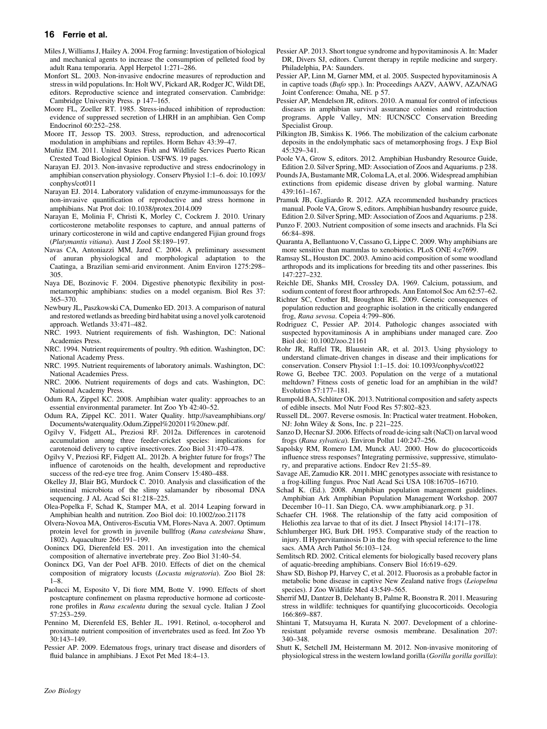Miles J, Williams J, Hailey A. 2004. Frog farming: Investigation of biological and mechanical agents to increase the consumption of pelleted food by adult Rana temporaria. Appl Herpetol 1:271–286.

Monfort SL. 2003. Non-invasive endocrine measures of reproduction and stress in wild populations. In: Holt WV, Pickard AR, Rodger JC, Wildt DE, editors. Reproductive science and integrated conservation. Cambridge: Cambridge University Press. p 147–165.

Moore FL, Zoeller RT. 1985. Stress-induced inhibition of reproduction: evidence of suppressed secretion of LHRH in an amphibian. Gen Comp Endocrinol 60:252–258.

Moore IT, Jessop TS. 2003. Stress, reproduction, and adrenocortical modulation in amphibians and reptiles. Horm Behav 43:39–47.

Muñiz EM. 2011. United States Fish and Wildlife Services Puerto Rican Crested Toad Biological Opinion. USFWS. 19 pages.

Narayan EJ. 2013. Non-invasive reproductive and stress endocrinology in amphibian conservation physiology. Conserv Physiol 1:1–6. doi: 10.1093/conphys/cot011

Narayan EJ. 2014. Laboratory validation of enzyme-immunoassays for the non-invasive quantification of reproductive and stress hormone in amphibians. Nat Prot doi: 10.1038/protex.2014.009

Narayan E, Molinia F, Christi K, Morley C, Cockrem J. 2010. Urinary corticosterone metabolite responses to capture, and annual patterns of urinary corticosterone in wild and captive endangered Fijian ground frogs (*Platymantis vitiana*). Aust J Zool 58:189–197.

Navas CA, Antoniazzi MM, Jared C. 2004. A preliminary assessment of anuran physiological and morphological adaptation to the Caatinga, a Brazilian semi-arid environment. Anim Environ 1275:298–305.

Naya DE, Bozinovic F. 2004. Digestive phenotypic flexibility in post-metamorphic amphibians: studies on a model organism. Biol Res 37: 365–370.

Newbury JL, Paszkowski CA, Dumenko ED. 2013. A comparison of natural and restored wetlands as breeding bird habitat using a novel yolk carotenoid approach. Wetlands 33:471–482.

NRC. 1993. Nutrient requirements of fish. Washington, DC: National Academies Press.

NRC. 1994. Nutrient requirements of poultry. 9th edition. Washington, DC: National Academy Press.

NRC. 1995. Nutrient requirements of laboratory animals. Washington, DC: National Academies Press.

NRC. 2006. Nutrient requirements of dogs and cats. Washington, DC: National Academy Press.

Odum RA, Zippel KC. 2008. Amphibian water quality: approaches to an essential environmental parameter. Int Zoo Yb 42:40–52.

Odum RA, Zippel KC. 2011. Water Quality. http://saveamphibians.org/Documents/waterquality.Odum.Zippel%202011%20new.pdf.

Ogilvy V, Fidgett AL, Preziosi RF. 2012a. Differences in carotenoid accumulation among three feeder-cricket species: implications for carotenoid delivery to captive insectivores. Zoo Biol 31:470–478.

Ogilvy V, Preziosi RF, Fidgett AL. 2012b. A brighter future for frogs? The influence of carotenoids on the health, development and reproductive success of the red-eye tree frog. Anim Conserv 15:480–488.

Okelley JJ, Blair BG, Murdock C. 2010. Analysis and classification of the intestinal microbiota of the slimy salamander by ribosomal DNA sequencing. J AL Acad Sci 81:218–225.

Olea-Popelka F, Schad K, Stamper MA, et al. 2014 Leaping forward in Amphibian health and nutrition. Zoo Biol doi: 10.1002/zoo.21178

Olvera-Novoa MA, Ontiveros-Escutia VM, Flores-Nava A. 2007. Optimum protein level for growth in juvenile bullfrog (*Rana catesbeiana* Shaw, 1802). Aquaculture 266:191–199.

Oonincx DG, Dierenfeld ES. 2011. An investigation into the chemical composition of alternative invertebrate prey. Zoo Biol 31:40–54.

Oonincx DG, Van der Poel AFB. 2010. Effects of diet on the chemical composition of migratory locusts (*Locusta migratoria*). Zoo Biol 28: 1–8.

Paolucci M, Esposito V, Di fiore MM, Botte V. 1990. Effects of short postcapture confinement on plasma reproductive hormone ad corticosterone profiles in *Rana esculenta* during the sexual cycle. Italian J Zool 57:253–259.

Pennino M, Dierenfeld ES, Behler JL. 1991. Retinol, α-tocopherol and proximate nutrient composition of invertebrates used as feed. Int Zoo Yb 30:143–149.

Pessier AP. 2009. Edematous frogs, urinary tract disease and disorders of fluid balance in amphibians. J Exot Pet Med 18:4–13.

Pessier AP. 2013. Short tongue syndrome and hypovitaminosis A. In: Mader DR, Divers SJ, editors. Current therapy in reptile medicine and surgery. Philadelphia, PA: Saunders.

Pessier AP, Linn M, Garner MM, et al. 2005. Suspected hypovitaminosis A in captive toads (*Bufo* spp.). In: Proceedings AAZV, AAWV, AZA/NAG Joint Conference: Omaha, NE. p 57.

Pessier AP, Mendelson JR, editors. 2010. A manual for control of infectious diseases in amphibian survival assurance colonies and reintroduction programs. Apple Valley, MN: IUCN/SCC Conservation Breeding Specialist Group.

Pilkington JB, Simkiss K. 1966. The mobilization of the calcium carbonate deposits in the endolymphatic sacs of metamorphosing frogs. J Exp Biol 45:329–341.

Poole VA, Grow S, editors. 2012. Amphibian Husbandry Resource Guide, Edition 2.0. Silver Spring, MD: Association of Zoos and Aquariums. p 238.

Pounds JA, Bustamante MR, Coloma LA, et al. 2006. Widespread amphibian extinctions from epidemic disease driven by global warming. Nature 439:161–167.

Pramuk JB, Gagliardo R. 2012. AZA recommended husbandry practices manual. Poole VA, Grow S, editors. Amphibian husbandry resource guide, Edition 2.0. Silver Spring, MD: Association of Zoos and Aquariums. p 238.

Punzo F. 2003. Nutrient composition of some insects and arachnids. Fla Sci 66:84–898.

Quaranta A, Bellantuono V, Cassano G, Lippe C. 2009. Why amphibians are more sensitive than mammals to xenobiotics. PLoS ONE 4:e7699.

Ramsay SL, Houston DC. 2003. Amino acid composition of some woodland arthropods and its implications for breeding tits and other passerines. Ibis 147:227–232.

Reichle DE, Shanks MH, Crossley DA. 1969. Calcium, potassium, and sodium content of forest floor arthropods. Ann Entomol Soc Am 62:57–62.

Richter SC, Crother BI, Broughton RE. 2009. Genetic consequences of population reduction and geographic isolation in the critically endangered frog, *Rana sevosa*. Copeia 4:799–806.

Rodriguez C, Pessier AP. 2014. Pathologic changes associated with suspected hypovitaminosis A in amphibians under managed care. Zoo Biol doi: 10.1002/zoo.21161

Rohr JR, Raffel TR, Blaustein AR, et al. 2013. Using physiology to understand climate-driven changes in disease and their implications for conservation. Conserv Physiol 1:1–15. doi: 10.1093/conphys/cot022

Rowe G, Beebee TJC. 2003. Population on the verge of a mutational meltdown? Fitness costs of genetic load for an amphibian in the wild? Evolution 57:177–181.

Rumpold BA, Schlüter OK. 2013. Nutritional composition and safety aspects of edible insects. Mol Nutr Food Res 57:802–823.

Russell DL. 2007. Reverse osmosis. In: Practical water treatment. Hoboken, NJ: John Wiley & Sons, Inc. p 221–225.

Sanzo D, Hecnar SJ. 2006. Effects of road de-icing salt (NaCl) on larval wood frogs (*Rana sylvatica*). Environ Pollut 140:247–256.

Sapolsky RM, Romero LM, Munck AU. 2000. How do glucocorticoids influence stress responses? Integrating permissive, suppressive, stimulatory, and preparative actions. Endocr Rev 21:55–89.

Savage AE, Zamudio KR. 2011. MHC genotypes associate with resistance to a frog-killing fungus. Proc Natl Acad Sci USA 108:16705–16710.

Schad K. (Ed.). 2008. Amphibian population management guidelines. Amphibian Ark Amphibian Population Management Workshop. 2007 December 10–11. San Diego, CA. www.amphibianark.org. p 31.

Schaefer CH. 1968. The relationship of the fatty acid composition of Heliothis zea larvae to that of its diet. J Insect Physiol 14:171–178.

Schlumberger HG, Burk DH. 1953. Comparative study of the reaction to injury. II Hypervitaminosis D in the frog with special reference to the lime sacs. AMA Arch Pathol 56:103–124.

Semlitsch RD. 2002. Critical elements for biologically based recovery plans of aquatic-breeding amphibians. Conserv Biol 16:619–629.

Shaw SD, Bishop PJ, Harvey C, et al. 2012. Fluorosis as a probable factor in metabolic bone disease in captive New Zealand native frogs (*Leiopelma* species). J Zoo Wildlife Med 43:549–565.

Sherrif MJ, Dantzer B, Delehanty B, Palme R, Boonstra R. 2011. Measuring stress in wildlife: techniques for quantifying glucocorticoids. Oecologia 166:869–887.

Shintani T, Matsuyama H, Kurata N. 2007. Development of a chlorine-resistant polyamide reverse osmosis membrane. Desalination 207: 340–348.

Shutt K, Setchell JM, Heistermann M. 2012. Non-invasive monitoring of physiological stress in the western lowland gorilla (*Gorilla gorilla gorilla*):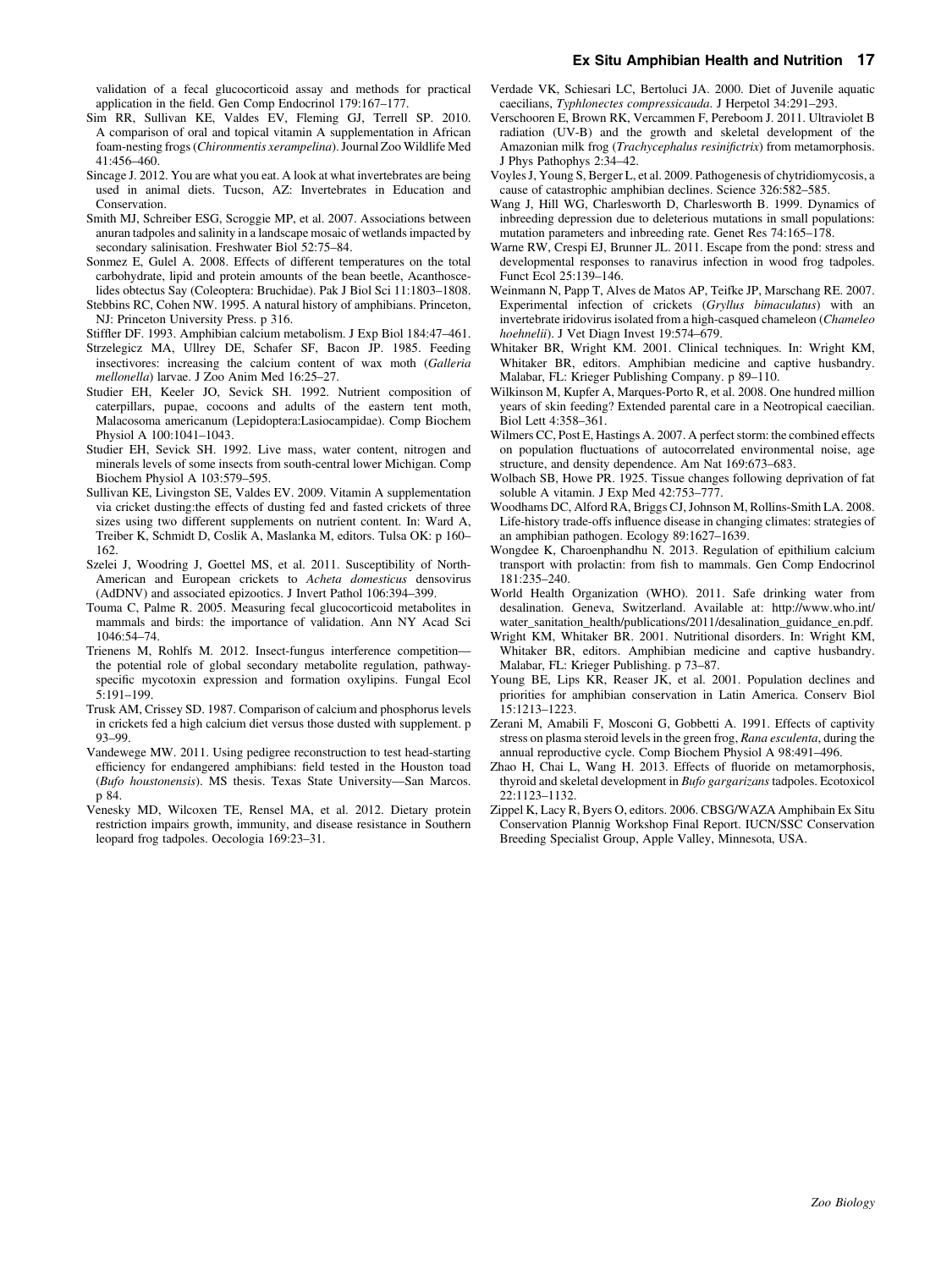validation of a fecal glucocorticoid assay and methods for practical application in the field. Gen Comp Endocrinol 179:167–177.

Sim RR, Sullivan KE, Valdes EV, Fleming GJ, Terrell SP. 2010. A comparison of oral and topical vitamin A supplementation in African foam-nesting frogs (*Chironmentis xerampelina*). Journal Zoo Wildlife Med 41:456–460.

Sincage J. 2012. You are what you eat. A look at what invertebrates are being used in animal diets. Tucson, AZ: Invertebrates in Education and Conservation.

Smith MJ, Schreiber ESG, Scroggie MP, et al. 2007. Associations between anuran tadpoles and salinity in a landscape mosaic of wetlands impacted by secondary salinisation. Freshwater Biol 52:75–84.

Sonmez E, Gulel A. 2008. Effects of different temperatures on the total carbohydrate, lipid and protein amounts of the bean beetle, Acanthoscelides obtectus Say (Coleoptera: Bruchidae). Pak J Biol Sci 11:1803–1808.

Stebbins RC, Cohen NW. 1995. A natural history of amphibians. Princeton, NJ: Princeton University Press. p 316.

Stiffler DF. 1993. Amphibian calcium metabolism. J Exp Biol 184:47–461.

Strzelegicz MA, Ullrey DE, Schafer SF, Bacon JP. 1985. Feeding insectivores: increasing the calcium content of wax moth (*Galleria mellonella*) larvae. J Zoo Anim Med 16:25–27.

Studier EH, Keeler JO, Sevick SH. 1992. Nutrient composition of caterpillars, pupae, cocoons and adults of the eastern tent moth, Malacosoma americanum (Lepidoptera:Lasiocampidae). Comp Biochem Physiol A 100:1041–1043.

Studier EH, Sevick SH. 1992. Live mass, water content, nitrogen and minerals levels of some insects from south-central lower Michigan. Comp Biochem Physiol A 103:579–595.

Sullivan KE, Livingston SE, Valdes EV. 2009. Vitamin A supplementation via cricket dusting:the effects of dusting fed and fasted crickets of three sizes using two different supplements on nutrient content. In: Ward A, Treiber K, Schmidt D, Coslik A, Maslanka M, editors. Tulsa OK: p 160–162.

Szelei J, Woodring J, Goettel MS, et al. 2011. Susceptibility of North-American and European crickets to *Acheta domesticus* densovirus (AdDNV) and associated epizootics. J Invert Pathol 106:394–399.

Touma C, Palme R. 2005. Measuring fecal glucocorticoid metabolites in mammals and birds: the importance of validation. Ann NY Acad Sci 1046:54–74.

Trienens M, Rohlfs M. 2012. Insect-fungus interference competition—the potential role of global secondary metabolite regulation, pathway-specific mycotoxin expression and formation oxylipins. Fungal Ecol 5:191–199.

Trusk AM, Crissey SD. 1987. Comparison of calcium and phosphorus levels in crickets fed a high calcium diet versus those dusted with supplement. p 93–99.

Vandewege MW. 2011. Using pedigree reconstruction to test head-starting efficiency for endangered amphibians: field tested in the Houston toad (*Bufo houstonensis*). MS thesis. Texas State University—San Marcos. p 84.

Venesky MD, Wilcoxen TE, Rensel MA, et al. 2012. Dietary protein restriction impairs growth, immunity, and disease resistance in Southern leopard frog tadpoles. Oecologia 169:23–31.

Verdade VK, Schiesari LC, Bertoluci JA. 2000. Diet of Juvenile aquatic caecilians, *Typhlonectes compressicauda*. J Herpetol 34:291–293.

Verschooren E, Brown RK, Vercammen F, Pereboom J. 2011. Ultraviolet B radiation (UV-B) and the growth and skeletal development of the Amazonian milk frog (*Trachycephalus resinifictrix*) from metamorphosis. J Phys Pathophys 2:34–42.

Voyles J, Young S, Berger L, et al. 2009. Pathogenesis of chytridiomycosis, a cause of catastrophic amphibian declines. Science 326:582–585.

Wang J, Hill WG, Charlesworth D, Charlesworth B. 1999. Dynamics of inbreeding depression due to deleterious mutations in small populations: mutation parameters and inbreeding rate. Genet Res 74:165–178.

Warne RW, Crespi EJ, Brunner JL. 2011. Escape from the pond: stress and developmental responses to ranavirus infection in wood frog tadpoles. Funct Ecol 25:139–146.

Weinmann N, Papp T, Alves de Matos AP, Teifke JP, Marschang RE. 2007. Experimental infection of crickets (*Gryllus bimaculatus*) with an invertebrate iridovirus isolated from a high-casqued chameleon (*Chameleo hoehnelii*). J Vet Diagn Invest 19:574–679.

Whitaker BR, Wright KM. 2001. Clinical techniques. In: Wright KM, Whitaker BR, editors. Amphibian medicine and captive husbandry. Malabar, FL: Krieger Publishing Company. p 89–110.

Wilkinson M, Kupfer A, Marques-Porto R, et al. 2008. One hundred million years of skin feeding? Extended parental care in a Neotropical caecilian. Biol Lett 4:358–361.

Wilmers CC, Post E, Hastings A. 2007. A perfect storm: the combined effects on population fluctuations of autocorrelated environmental noise, age structure, and density dependence. Am Nat 169:673–683.

Wolbach SB, Howe PR. 1925. Tissue changes following deprivation of fat soluble A vitamin. J Exp Med 42:753–777.

Woodhams DC, Alford RA, Briggs CJ, Johnson M, Rollins-Smith LA. 2008. Life-history trade-offs influence disease in changing climates: strategies of an amphibian pathogen. Ecology 89:1627–1639.

Wongdee K, Charoenphandhu N. 2013. Regulation of epithilium calcium transport with prolactin: from fish to mammals. Gen Comp Endocrinol 181:235–240.

World Health Organization (WHO). 2011. Safe drinking water from desalination. Geneva, Switzerland. Available at: http://www.who.int/water_sanitation_health/publications/2011/desalination_guidance_en.pdf.

Wright KM, Whitaker BR. 2001. Nutritional disorders. In: Wright KM, Whitaker BR, editors. Amphibian medicine and captive husbandry. Malabar, FL: Krieger Publishing. p 73–87.

Young BE, Lips KR, Reaser JK, et al. 2001. Population declines and priorities for amphibian conservation in Latin America. Conserv Biol 15:1213–1223.

Zerani M, Amabili F, Mosconi G, Gobbetti A. 1991. Effects of captivity stress on plasma steroid levels in the green frog, *Rana esculenta*, during the annual reproductive cycle. Comp Biochem Physiol A 98:491–496.

Zhao H, Chai L, Wang H. 2013. Effects of fluoride on metamorphosis, thyroid and skeletal development in *Bufo gargarizans* tadpoles. Ecotoxicol 22:1123–1132.

Zippel K, Lacy R, Byers O, editors. 2006. CBSG/WAZA Amphibain Ex Situ Conservation Plannig Workshop Final Report. IUCN/SSC Conservation Breeding Specialist Group, Apple Valley, Minnesota, USA.